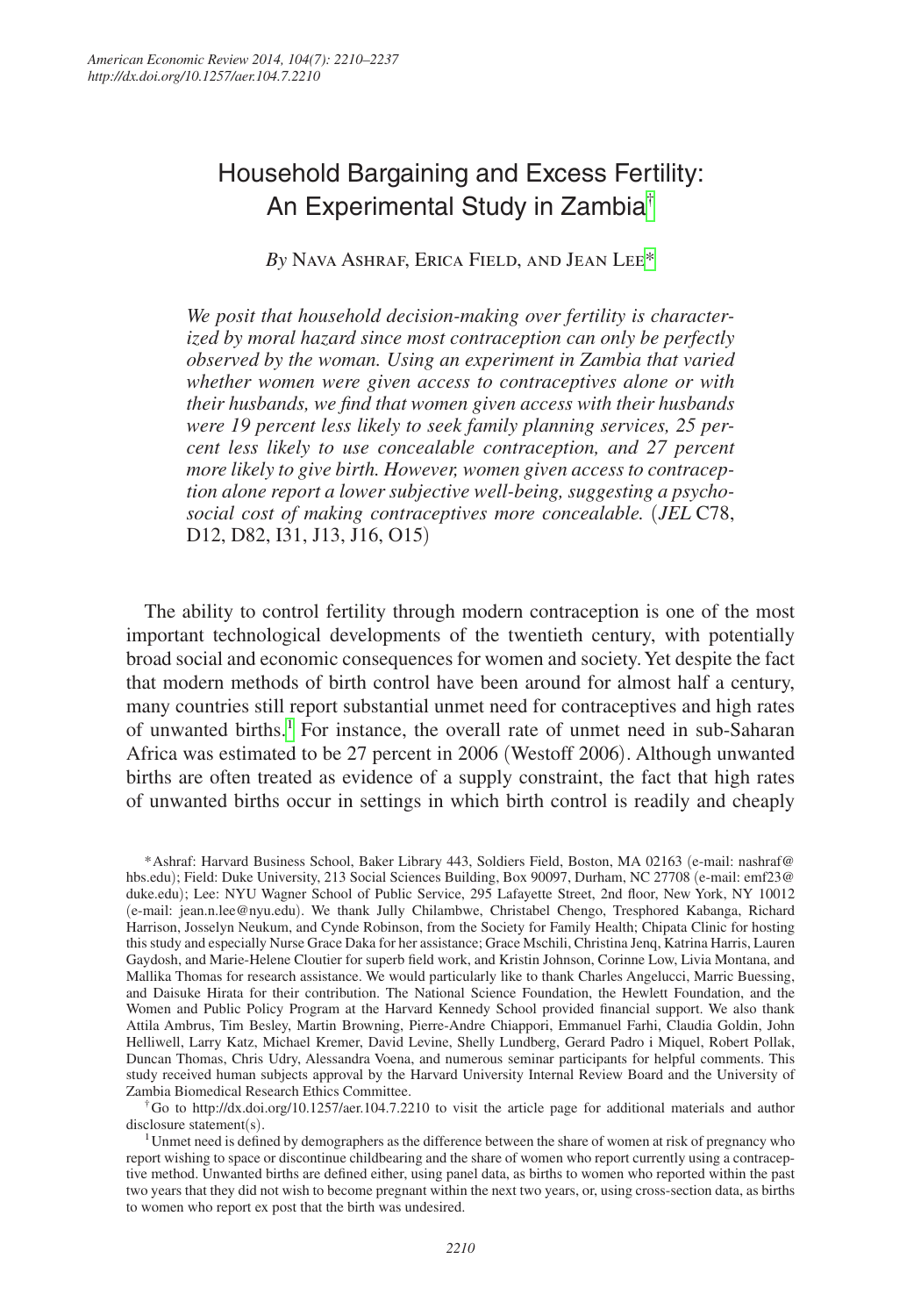# Household Bargaining and Excess Fertility: An Experimental Study in Zambia[†]

*By* Nava Ashraf, Erica Field, and Jean Lee[*]

*We posit that household decision-making over fertility is characterized by moral hazard since most contraception can only be perfectly observed by the woman. Using an experiment in Zambia that varied whether women were given access to contraceptives alone or with their husbands, we find that women given access with their husbands were 19 percent less likely to seek family planning services, 25 percent less likely to use concealable contraception, and 27 percent more likely to give birth. However, women given access to contraception alone report a lower subjective well-being, suggesting a psychosocial cost of making contraceptives more concealable.* (*JEL* C78, D12, D82, I31, J13, J16, O15)

The ability to control fertility through modern contraception is one of the most important technological developments of the twentieth century, with potentially broad social and economic consequences for women and society. Yet despite the fact that modern methods of birth control have been around for almost half a century, many countries still report substantial unmet need for contraceptives and high rates of unwanted births.[1] For instance, the overall rate of unmet need in sub-Saharan Africa was estimated to be 27 percent in 2006 (Westoff 2006). Although unwanted births are often treated as evidence of a supply constraint, the fact that high rates of unwanted births occur in settings in which birth control is readily and cheaply

\*Ashraf: Harvard Business School, Baker Library 443, Soldiers Field, Boston, MA 02163 (e-mail: nashraf@hbs.edu); Field: Duke University, 213 Social Sciences Building, Box 90097, Durham, NC 27708 (e-mail: emf23@duke.edu); Lee: NYU Wagner School of Public Service, 295 Lafayette Street, 2nd floor, New York, NY 10012 (e-mail: jean.n.lee@nyu.edu). We thank Jully Chilambwe, Christabel Chengo, Tresphored Kabanga, Richard Harrison, Josselyn Neukum, and Cynde Robinson, from the Society for Family Health; Chipata Clinic for hosting this study and especially Nurse Grace Daka for her assistance; Grace Mschili, Christina Jenq, Katrina Harris, Lauren Gaydosh, and Marie-Helene Cloutier for superb field work, and Kristin Johnson, Corinne Low, Livia Montana, and Mallika Thomas for research assistance. We would particularly like to thank Charles Angelucci, Marric Buessing, and Daisuke Hirata for their contribution. The National Science Foundation, the Hewlett Foundation, and the Women and Public Policy Program at the Harvard Kennedy School provided financial support. We also thank Attila Ambrus, Tim Besley, Martin Browning, Pierre-Andre Chiappori, Emmanuel Farhi, Claudia Goldin, John Helliwell, Larry Katz, Michael Kremer, David Levine, Shelly Lundberg, Gerard Padro i Miquel, Robert Pollak, Duncan Thomas, Chris Udry, Alessandra Voena, and numerous seminar participants for helpful comments. This study received human subjects approval by the Harvard University Internal Review Board and the University of Zambia Biomedical Research Ethics Committee.

†Go to http://dx.doi.org/10.1257/aer.104.7.2210 to visit the article page for additional materials and author disclosure statement(s).

[1] Unmet need is defined by demographers as the difference between the share of women at risk of pregnancy who report wishing to space or discontinue childbearing and the share of women who report currently using a contraceptive method. Unwanted births are defined either, using panel data, as births to women who reported within the past two years that they did not wish to become pregnant within the next two years, or, using cross-section data, as births to women who report ex post that the birth was undesired.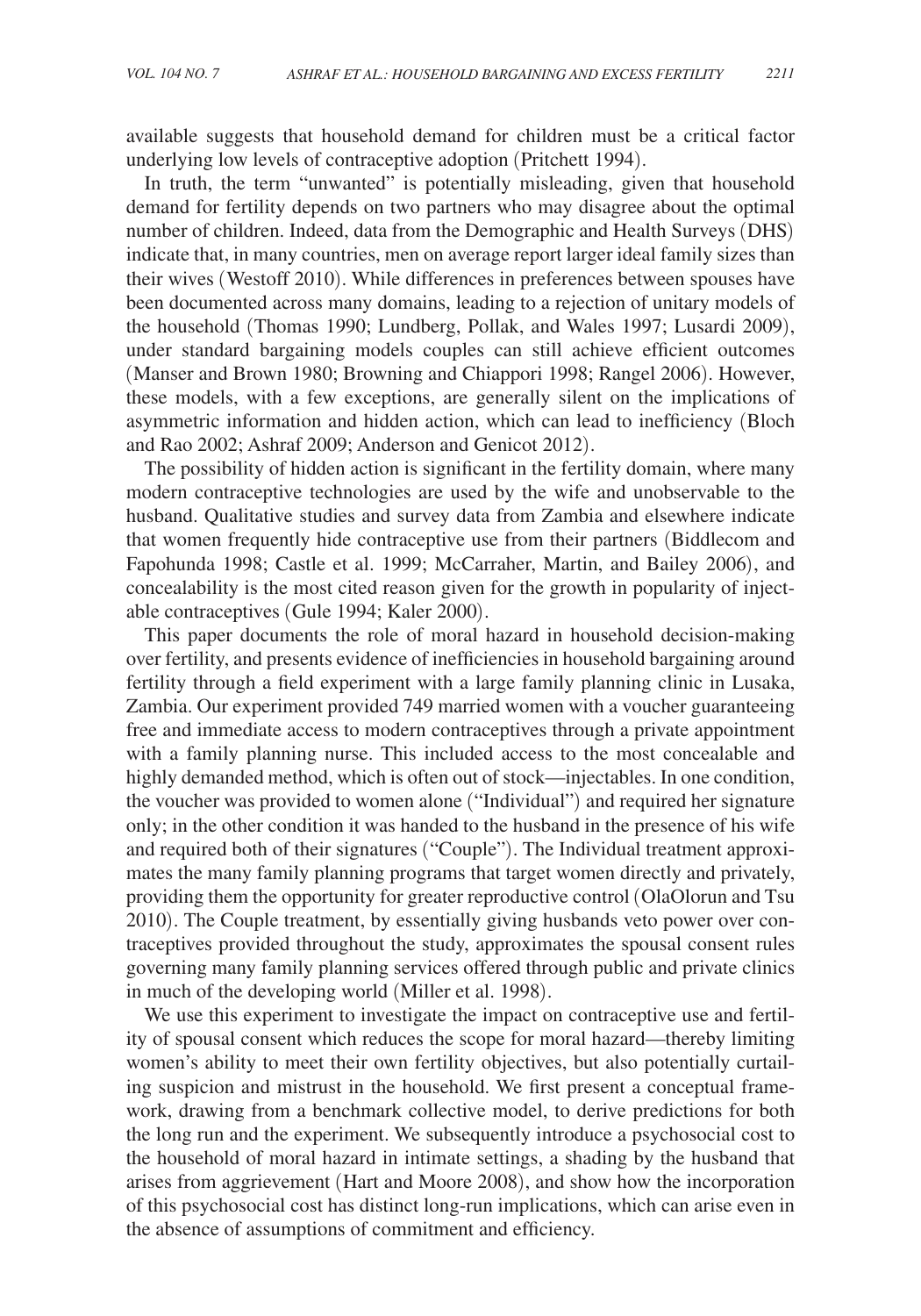available suggests that household demand for children must be a critical factor underlying low levels of contraceptive adoption (Pritchett 1994).

In truth, the term "unwanted" is potentially misleading, given that household demand for fertility depends on two partners who may disagree about the optimal number of children. Indeed, data from the Demographic and Health Surveys (DHS) indicate that, in many countries, men on average report larger ideal family sizes than their wives (Westoff 2010). While differences in preferences between spouses have been documented across many domains, leading to a rejection of unitary models of the household (Thomas 1990; Lundberg, Pollak, and Wales 1997; Lusardi 2009), under standard bargaining models couples can still achieve efficient outcomes (Manser and Brown 1980; Browning and Chiappori 1998; Rangel 2006). However, these models, with a few exceptions, are generally silent on the implications of asymmetric information and hidden action, which can lead to inefficiency (Bloch and Rao 2002; Ashraf 2009; Anderson and Genicot 2012).

The possibility of hidden action is significant in the fertility domain, where many modern contraceptive technologies are used by the wife and unobservable to the husband. Qualitative studies and survey data from Zambia and elsewhere indicate that women frequently hide contraceptive use from their partners (Biddlecom and Fapohunda 1998; Castle et al. 1999; McCarraher, Martin, and Bailey 2006), and concealability is the most cited reason given for the growth in popularity of injectable contraceptives (Gule 1994; Kaler 2000).

This paper documents the role of moral hazard in household decision-making over fertility, and presents evidence of inefficiencies in household bargaining around fertility through a field experiment with a large family planning clinic in Lusaka, Zambia. Our experiment provided 749 married women with a voucher guaranteeing free and immediate access to modern contraceptives through a private appointment with a family planning nurse. This included access to the most concealable and highly demanded method, which is often out of stock—injectables. In one condition, the voucher was provided to women alone ("Individual") and required her signature only; in the other condition it was handed to the husband in the presence of his wife and required both of their signatures ("Couple"). The Individual treatment approximates the many family planning programs that target women directly and privately, providing them the opportunity for greater reproductive control (OlaOlorun and Tsu 2010). The Couple treatment, by essentially giving husbands veto power over contraceptives provided throughout the study, approximates the spousal consent rules governing many family planning services offered through public and private clinics in much of the developing world (Miller et al. 1998).

We use this experiment to investigate the impact on contraceptive use and fertility of spousal consent which reduces the scope for moral hazard—thereby limiting women's ability to meet their own fertility objectives, but also potentially curtailing suspicion and mistrust in the household. We first present a conceptual framework, drawing from a benchmark collective model, to derive predictions for both the long run and the experiment. We subsequently introduce a psychosocial cost to the household of moral hazard in intimate settings, a shading by the husband that arises from aggrievement (Hart and Moore 2008), and show how the incorporation of this psychosocial cost has distinct long-run implications, which can arise even in the absence of assumptions of commitment and efficiency.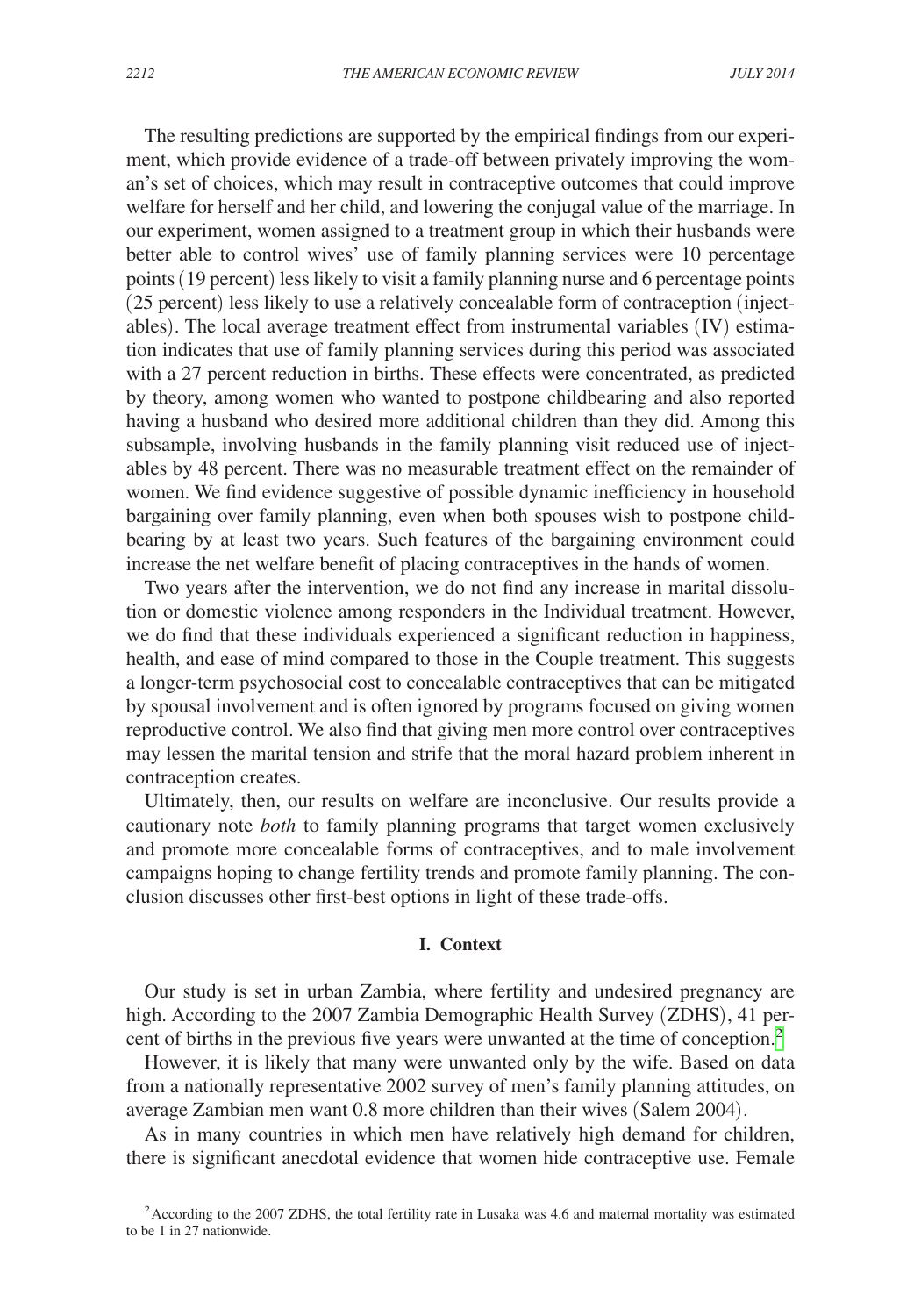The resulting predictions are supported by the empirical findings from our experiment, which provide evidence of a trade-off between privately improving the woman's set of choices, which may result in contraceptive outcomes that could improve welfare for herself and her child, and lowering the conjugal value of the marriage. In our experiment, women assigned to a treatment group in which their husbands were better able to control wives' use of family planning services were 10 percentage points (19 percent) less likely to visit a family planning nurse and 6 percentage points (25 percent) less likely to use a relatively concealable form of contraception (injectables). The local average treatment effect from instrumental variables (IV) estimation indicates that use of family planning services during this period was associated with a 27 percent reduction in births. These effects were concentrated, as predicted by theory, among women who wanted to postpone childbearing and also reported having a husband who desired more additional children than they did. Among this subsample, involving husbands in the family planning visit reduced use of injectables by 48 percent. There was no measurable treatment effect on the remainder of women. We find evidence suggestive of possible dynamic inefficiency in household bargaining over family planning, even when both spouses wish to postpone childbearing by at least two years. Such features of the bargaining environment could increase the net welfare benefit of placing contraceptives in the hands of women.

Two years after the intervention, we do not find any increase in marital dissolution or domestic violence among responders in the Individual treatment. However, we do find that these individuals experienced a significant reduction in happiness, health, and ease of mind compared to those in the Couple treatment. This suggests a longer-term psychosocial cost to concealable contraceptives that can be mitigated by spousal involvement and is often ignored by programs focused on giving women reproductive control. We also find that giving men more control over contraceptives may lessen the marital tension and strife that the moral hazard problem inherent in contraception creates.

Ultimately, then, our results on welfare are inconclusive. Our results provide a cautionary note *both* to family planning programs that target women exclusively and promote more concealable forms of contraceptives, and to male involvement campaigns hoping to change fertility trends and promote family planning. The conclusion discusses other first-best options in light of these trade-offs.

## I. Context

Our study is set in urban Zambia, where fertility and undesired pregnancy are high. According to the 2007 Zambia Demographic Health Survey (ZDHS), 41 percent of births in the previous five years were unwanted at the time of conception.[2]

However, it is likely that many were unwanted only by the wife. Based on data from a nationally representative 2002 survey of men's family planning attitudes, on average Zambian men want 0.8 more children than their wives (Salem 2004).

As in many countries in which men have relatively high demand for children, there is significant anecdotal evidence that women hide contraceptive use. Female

[2] According to the 2007 ZDHS, the total fertility rate in Lusaka was 4.6 and maternal mortality was estimated to be 1 in 27 nationwide.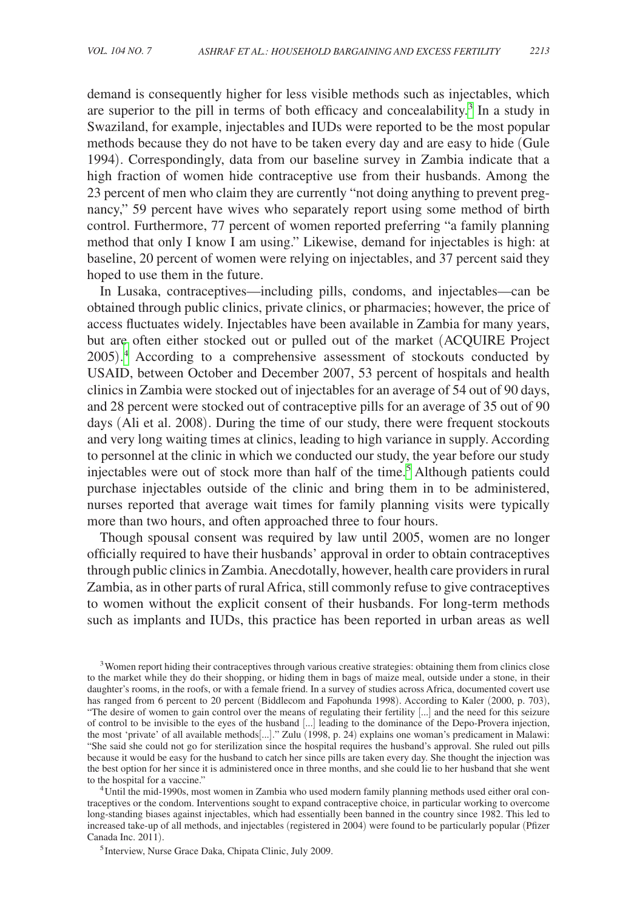demand is consequently higher for less visible methods such as injectables, which are superior to the pill in terms of both efficacy and concealability.[3] In a study in Swaziland, for example, injectables and IUDs were reported to be the most popular methods because they do not have to be taken every day and are easy to hide (Gule 1994). Correspondingly, data from our baseline survey in Zambia indicate that a high fraction of women hide contraceptive use from their husbands. Among the 23 percent of men who claim they are currently "not doing anything to prevent pregnancy," 59 percent have wives who separately report using some method of birth control. Furthermore, 77 percent of women reported preferring "a family planning method that only I know I am using." Likewise, demand for injectables is high: at baseline, 20 percent of women were relying on injectables, and 37 percent said they hoped to use them in the future.

In Lusaka, contraceptives—including pills, condoms, and injectables—can be obtained through public clinics, private clinics, or pharmacies; however, the price of access fluctuates widely. Injectables have been available in Zambia for many years, but are often either stocked out or pulled out of the market (ACQUIRE Project 2005).[4] According to a comprehensive assessment of stockouts conducted by USAID, between October and December 2007, 53 percent of hospitals and health clinics in Zambia were stocked out of injectables for an average of 54 out of 90 days, and 28 percent were stocked out of contraceptive pills for an average of 35 out of 90 days (Ali et al. 2008). During the time of our study, there were frequent stockouts and very long waiting times at clinics, leading to high variance in supply. According to personnel at the clinic in which we conducted our study, the year before our study injectables were out of stock more than half of the time.[5] Although patients could purchase injectables outside of the clinic and bring them in to be administered, nurses reported that average wait times for family planning visits were typically more than two hours, and often approached three to four hours.

Though spousal consent was required by law until 2005, women are no longer officially required to have their husbands' approval in order to obtain contraceptives through public clinics in Zambia. Anecdotally, however, health care providers in rural Zambia, as in other parts of rural Africa, still commonly refuse to give contraceptives to women without the explicit consent of their husbands. For long-term methods such as implants and IUDs, this practice has been reported in urban areas as well

[3] Women report hiding their contraceptives through various creative strategies: obtaining them from clinics close to the market while they do their shopping, or hiding them in bags of maize meal, outside under a stone, in their daughter's rooms, in the roofs, or with a female friend. In a survey of studies across Africa, documented covert use has ranged from 6 percent to 20 percent (Biddlecom and Fapohunda 1998). According to Kaler (2000, p. 703), "The desire of women to gain control over the means of regulating their fertility [...] and the need for this seizure of control to be invisible to the eyes of the husband [...] leading to the dominance of the Depo-Provera injection, the most 'private' of all available methods[...]." Zulu (1998, p. 24) explains one woman's predicament in Malawi: "She said she could not go for sterilization since the hospital requires the husband's approval. She ruled out pills because it would be easy for the husband to catch her since pills are taken every day. She thought the injection was the best option for her since it is administered once in three months, and she could lie to her husband that she went to the hospital for a vaccine."

[4] Until the mid-1990s, most women in Zambia who used modern family planning methods used either oral contraceptives or the condom. Interventions sought to expand contraceptive choice, in particular working to overcome long-standing biases against injectables, which had essentially been banned in the country since 1982. This led to increased take-up of all methods, and injectables (registered in 2004) were found to be particularly popular (Pfizer Canada Inc. 2011).

[5] Interview, Nurse Grace Daka, Chipata Clinic, July 2009.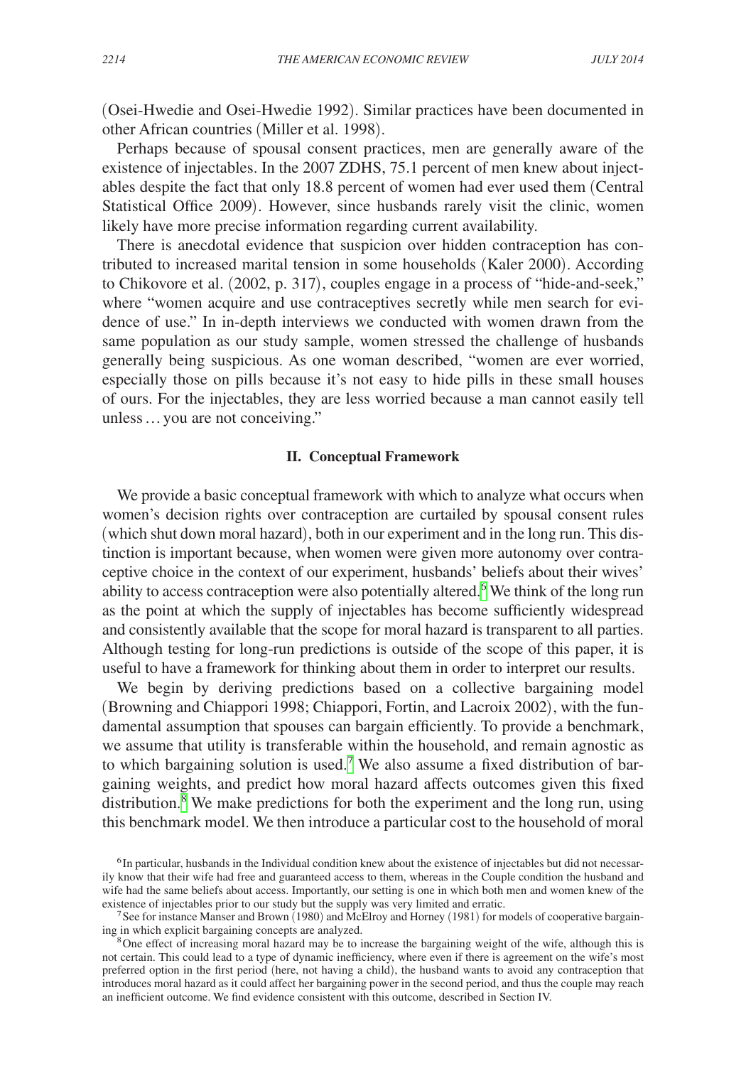(Osei-Hwedie and Osei-Hwedie 1992). Similar practices have been documented in other African countries (Miller et al. 1998).

Perhaps because of spousal consent practices, men are generally aware of the existence of injectables. In the 2007 ZDHS, 75.1 percent of men knew about injectables despite the fact that only 18.8 percent of women had ever used them (Central Statistical Office 2009). However, since husbands rarely visit the clinic, women likely have more precise information regarding current availability.

There is anecdotal evidence that suspicion over hidden contraception has contributed to increased marital tension in some households (Kaler 2000). According to Chikovore et al. (2002, p. 317), couples engage in a process of "hide-and-seek," where "women acquire and use contraceptives secretly while men search for evidence of use." In in-depth interviews we conducted with women drawn from the same population as our study sample, women stressed the challenge of husbands generally being suspicious. As one woman described, "women are ever worried, especially those on pills because it's not easy to hide pills in these small houses of ours. For the injectables, they are less worried because a man cannot easily tell unless … you are not conceiving."

## II. Conceptual Framework

We provide a basic conceptual framework with which to analyze what occurs when women's decision rights over contraception are curtailed by spousal consent rules (which shut down moral hazard), both in our experiment and in the long run. This distinction is important because, when women were given more autonomy over contraceptive choice in the context of our experiment, husbands' beliefs about their wives' ability to access contraception were also potentially altered.[6] We think of the long run as the point at which the supply of injectables has become sufficiently widespread and consistently available that the scope for moral hazard is transparent to all parties. Although testing for long-run predictions is outside of the scope of this paper, it is useful to have a framework for thinking about them in order to interpret our results.

We begin by deriving predictions based on a collective bargaining model (Browning and Chiappori 1998; Chiappori, Fortin, and Lacroix 2002), with the fundamental assumption that spouses can bargain efficiently. To provide a benchmark, we assume that utility is transferable within the household, and remain agnostic as to which bargaining solution is used.[7] We also assume a fixed distribution of bargaining weights, and predict how moral hazard affects outcomes given this fixed distribution.[8] We make predictions for both the experiment and the long run, using this benchmark model. We then introduce a particular cost to the household of moral

[6] In particular, husbands in the Individual condition knew about the existence of injectables but did not necessarily know that their wife had free and guaranteed access to them, whereas in the Couple condition the husband and wife had the same beliefs about access. Importantly, our setting is one in which both men and women knew of the existence of injectables prior to our study but the supply was very limited and erratic.

[7] See for instance Manser and Brown (1980) and McElroy and Horney (1981) for models of cooperative bargaining in which explicit bargaining concepts are analyzed.

[8] One effect of increasing moral hazard may be to increase the bargaining weight of the wife, although this is not certain. This could lead to a type of dynamic inefficiency, where even if there is agreement on the wife's most preferred option in the first period (here, not having a child), the husband wants to avoid any contraception that introduces moral hazard as it could affect her bargaining power in the second period, and thus the couple may reach an inefficient outcome. We find evidence consistent with this outcome, described in Section IV.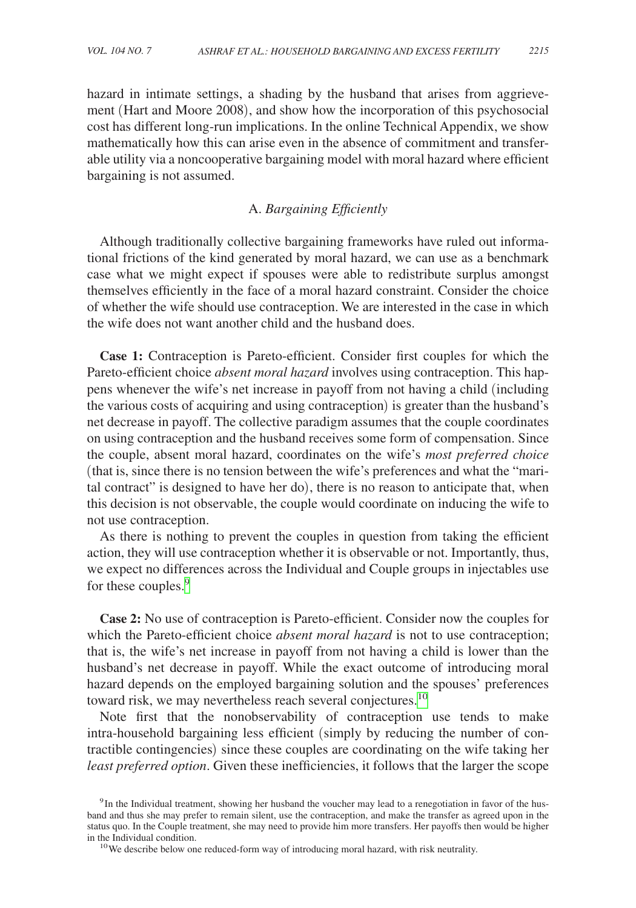hazard in intimate settings, a shading by the husband that arises from aggrievement (Hart and Moore 2008), and show how the incorporation of this psychosocial cost has different long-run implications. In the online Technical Appendix, we show mathematically how this can arise even in the absence of commitment and transferable utility via a noncooperative bargaining model with moral hazard where efficient bargaining is not assumed.

### A. *Bargaining Efficiently*

Although traditionally collective bargaining frameworks have ruled out informational frictions of the kind generated by moral hazard, we can use as a benchmark case what we might expect if spouses were able to redistribute surplus amongst themselves efficiently in the face of a moral hazard constraint. Consider the choice of whether the wife should use contraception. We are interested in the case in which the wife does not want another child and the husband does.

**Case 1:** Contraception is Pareto-efficient. Consider first couples for which the Pareto-efficient choice *absent moral hazard* involves using contraception. This happens whenever the wife's net increase in payoff from not having a child (including the various costs of acquiring and using contraception) is greater than the husband's net decrease in payoff. The collective paradigm assumes that the couple coordinates on using contraception and the husband receives some form of compensation. Since the couple, absent moral hazard, coordinates on the wife's *most preferred choice* (that is, since there is no tension between the wife's preferences and what the "marital contract" is designed to have her do), there is no reason to anticipate that, when this decision is not observable, the couple would coordinate on inducing the wife to not use contraception.

As there is nothing to prevent the couples in question from taking the efficient action, they will use contraception whether it is observable or not. Importantly, thus, we expect no differences across the Individual and Couple groups in injectables use for these couples.[9]

**Case 2:** No use of contraception is Pareto-efficient. Consider now the couples for which the Pareto-efficient choice *absent moral hazard* is not to use contraception; that is, the wife's net increase in payoff from not having a child is lower than the husband's net decrease in payoff. While the exact outcome of introducing moral hazard depends on the employed bargaining solution and the spouses' preferences toward risk, we may nevertheless reach several conjectures.[10]

Note first that the nonobservability of contraception use tends to make intra-household bargaining less efficient (simply by reducing the number of contractible contingencies) since these couples are coordinating on the wife taking her *least preferred option*. Given these inefficiencies, it follows that the larger the scope

[9] In the Individual treatment, showing her husband the voucher may lead to a renegotiation in favor of the husband and thus she may prefer to remain silent, use the contraception, and make the transfer as agreed upon in the status quo. In the Couple treatment, she may need to provide him more transfers. Her payoffs then would be higher in the Individual condition.

[10] We describe below one reduced-form way of introducing moral hazard, with risk neutrality.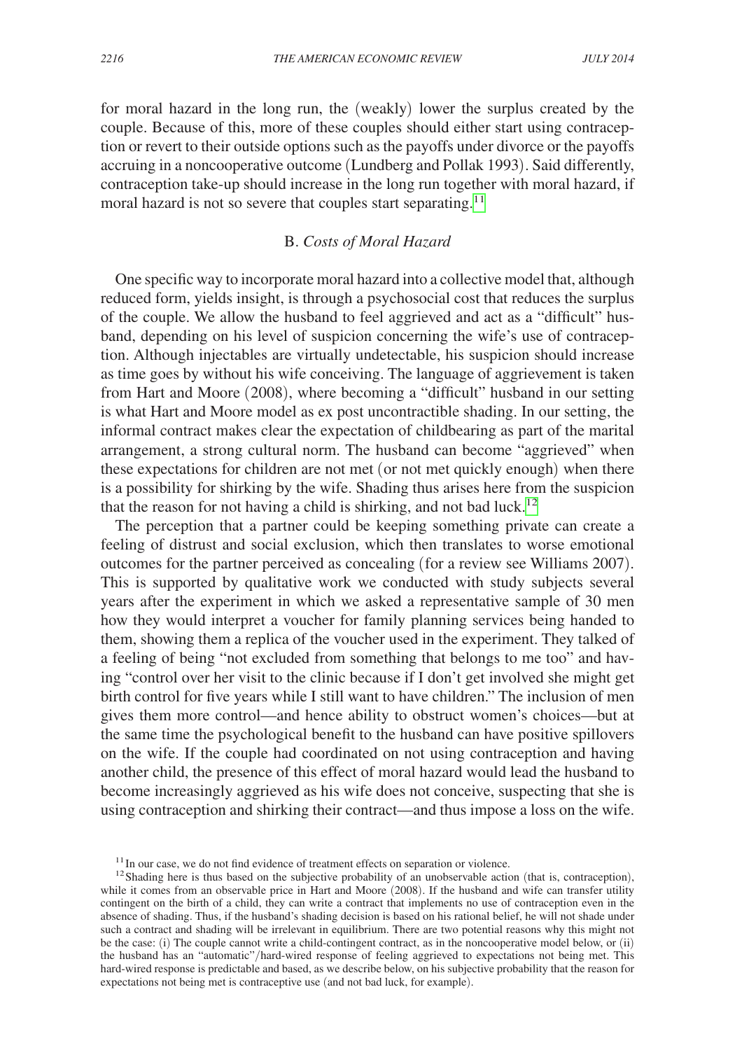for moral hazard in the long run, the (weakly) lower the surplus created by the couple. Because of this, more of these couples should either start using contraception or revert to their outside options such as the payoffs under divorce or the payoffs accruing in a noncooperative outcome (Lundberg and Pollak 1993). Said differently, contraception take-up should increase in the long run together with moral hazard, if moral hazard is not so severe that couples start separating.[11]

### B. *Costs of Moral Hazard*

One specific way to incorporate moral hazard into a collective model that, although reduced form, yields insight, is through a psychosocial cost that reduces the surplus of the couple. We allow the husband to feel aggrieved and act as a "difficult" husband, depending on his level of suspicion concerning the wife's use of contraception. Although injectables are virtually undetectable, his suspicion should increase as time goes by without his wife conceiving. The language of aggrievement is taken from Hart and Moore (2008), where becoming a "difficult" husband in our setting is what Hart and Moore model as ex post uncontractible shading. In our setting, the informal contract makes clear the expectation of childbearing as part of the marital arrangement, a strong cultural norm. The husband can become "aggrieved" when these expectations for children are not met (or not met quickly enough) when there is a possibility for shirking by the wife. Shading thus arises here from the suspicion that the reason for not having a child is shirking, and not bad luck.[12]

The perception that a partner could be keeping something private can create a feeling of distrust and social exclusion, which then translates to worse emotional outcomes for the partner perceived as concealing (for a review see Williams 2007). This is supported by qualitative work we conducted with study subjects several years after the experiment in which we asked a representative sample of 30 men how they would interpret a voucher for family planning services being handed to them, showing them a replica of the voucher used in the experiment. They talked of a feeling of being "not excluded from something that belongs to me too" and having "control over her visit to the clinic because if I don't get involved she might get birth control for five years while I still want to have children." The inclusion of men gives them more control—and hence ability to obstruct women's choices—but at the same time the psychological benefit to the husband can have positive spillovers on the wife. If the couple had coordinated on not using contraception and having another child, the presence of this effect of moral hazard would lead the husband to become increasingly aggrieved as his wife does not conceive, suspecting that she is using contraception and shirking their contract—and thus impose a loss on the wife.

[11] In our case, we do not find evidence of treatment effects on separation or violence.

[12] Shading here is thus based on the subjective probability of an unobservable action (that is, contraception), while it comes from an observable price in Hart and Moore (2008). If the husband and wife can transfer utility contingent on the birth of a child, they can write a contract that implements no use of contraception even in the absence of shading. Thus, if the husband's shading decision is based on his rational belief, he will not shade under such a contract and shading will be irrelevant in equilibrium. There are two potential reasons why this might not be the case: (i) The couple cannot write a child-contingent contract, as in the noncooperative model below, or (ii) the husband has an "automatic"/hard-wired response of feeling aggrieved to expectations not being met. This hard-wired response is predictable and based, as we describe below, on his subjective probability that the reason for expectations not being met is contraceptive use (and not bad luck, for example).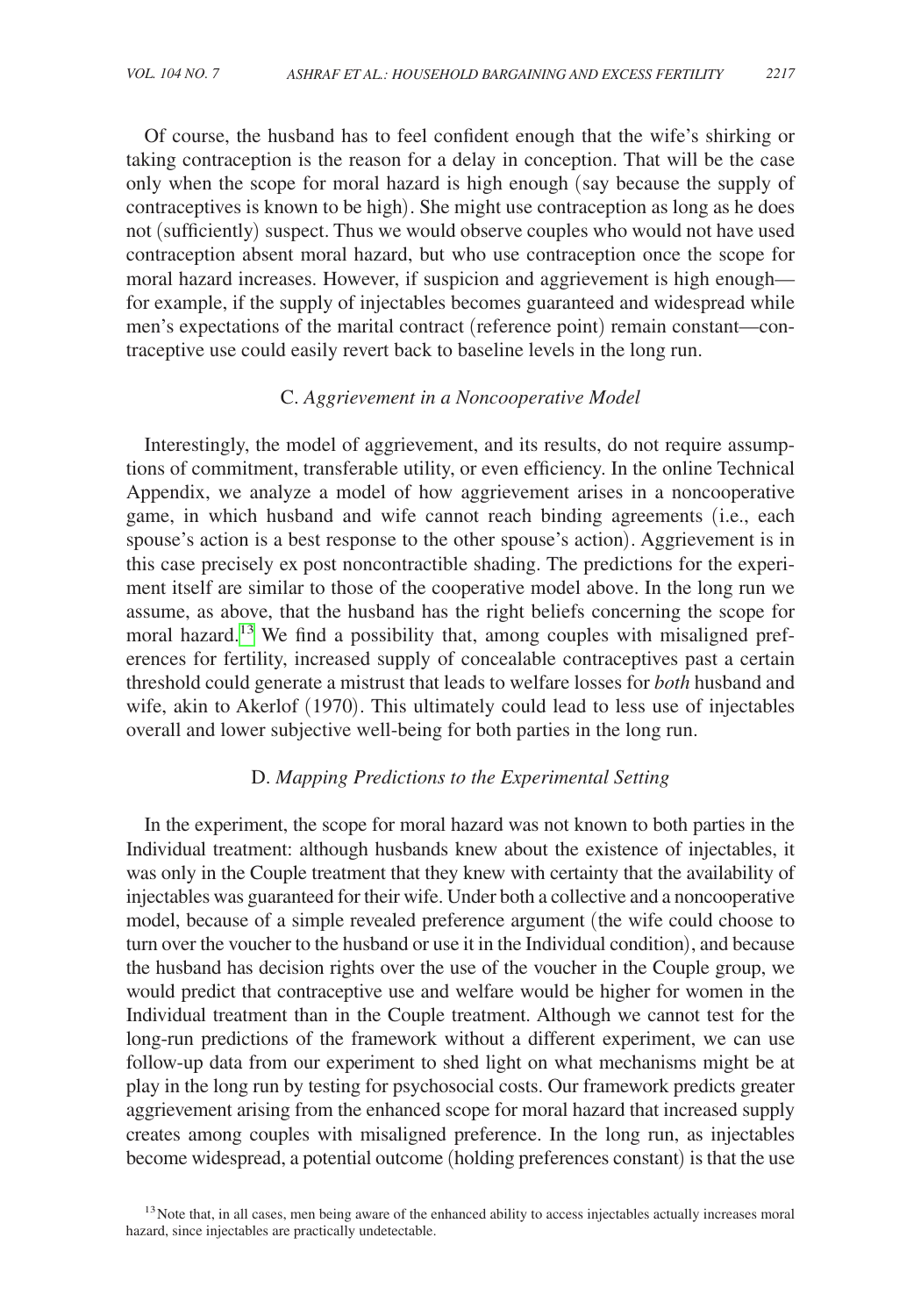Of course, the husband has to feel confident enough that the wife's shirking or taking contraception is the reason for a delay in conception. That will be the case only when the scope for moral hazard is high enough (say because the supply of contraceptives is known to be high). She might use contraception as long as he does not (sufficiently) suspect. Thus we would observe couples who would not have used contraception absent moral hazard, but who use contraception once the scope for moral hazard increases. However, if suspicion and aggrievement is high enough—for example, if the supply of injectables becomes guaranteed and widespread while men's expectations of the marital contract (reference point) remain constant—contraceptive use could easily revert back to baseline levels in the long run.

### C. *Aggrievement in a Noncooperative Model*

Interestingly, the model of aggrievement, and its results, do not require assumptions of commitment, transferable utility, or even efficiency. In the online Technical Appendix, we analyze a model of how aggrievement arises in a noncooperative game, in which husband and wife cannot reach binding agreements (i.e., each spouse's action is a best response to the other spouse's action). Aggrievement is in this case precisely ex post noncontractible shading. The predictions for the experiment itself are similar to those of the cooperative model above. In the long run we assume, as above, that the husband has the right beliefs concerning the scope for moral hazard.[13] We find a possibility that, among couples with misaligned preferences for fertility, increased supply of concealable contraceptives past a certain threshold could generate a mistrust that leads to welfare losses for *both* husband and wife, akin to Akerlof (1970). This ultimately could lead to less use of injectables overall and lower subjective well-being for both parties in the long run.

### D. *Mapping Predictions to the Experimental Setting*

In the experiment, the scope for moral hazard was not known to both parties in the Individual treatment: although husbands knew about the existence of injectables, it was only in the Couple treatment that they knew with certainty that the availability of injectables was guaranteed for their wife. Under both a collective and a noncooperative model, because of a simple revealed preference argument (the wife could choose to turn over the voucher to the husband or use it in the Individual condition), and because the husband has decision rights over the use of the voucher in the Couple group, we would predict that contraceptive use and welfare would be higher for women in the Individual treatment than in the Couple treatment. Although we cannot test for the long-run predictions of the framework without a different experiment, we can use follow-up data from our experiment to shed light on what mechanisms might be at play in the long run by testing for psychosocial costs. Our framework predicts greater aggrievement arising from the enhanced scope for moral hazard that increased supply creates among couples with misaligned preference. In the long run, as injectables become widespread, a potential outcome (holding preferences constant) is that the use

[13] Note that, in all cases, men being aware of the enhanced ability to access injectables actually increases moral hazard, since injectables are practically undetectable.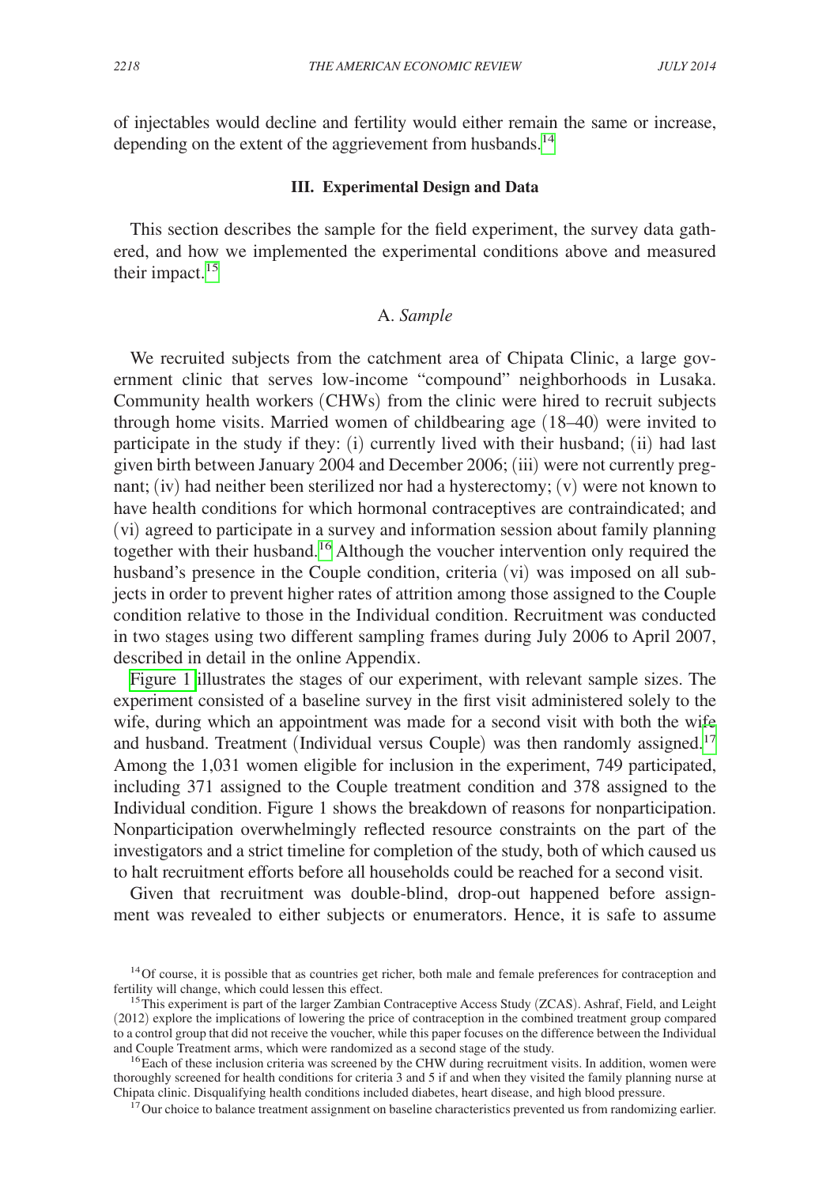of injectables would decline and fertility would either remain the same or increase, depending on the extent of the aggrievement from husbands.[14]

### III. Experimental Design and Data

This section describes the sample for the field experiment, the survey data gathered, and how we implemented the experimental conditions above and measured their impact.[15]

#### A. *Sample*

We recruited subjects from the catchment area of Chipata Clinic, a large government clinic that serves low-income "compound" neighborhoods in Lusaka. Community health workers (CHWs) from the clinic were hired to recruit subjects through home visits. Married women of childbearing age (18–40) were invited to participate in the study if they: (i) currently lived with their husband; (ii) had last given birth between January 2004 and December 2006; (iii) were not currently pregnant; (iv) had neither been sterilized nor had a hysterectomy; (v) were not known to have health conditions for which hormonal contraceptives are contraindicated; and (vi) agreed to participate in a survey and information session about family planning together with their husband.[16] Although the voucher intervention only required the husband's presence in the Couple condition, criteria (vi) was imposed on all subjects in order to prevent higher rates of attrition among those assigned to the Couple condition relative to those in the Individual condition. Recruitment was conducted in two stages using two different sampling frames during July 2006 to April 2007, described in detail in the online Appendix.

Figure 1 illustrates the stages of our experiment, with relevant sample sizes. The experiment consisted of a baseline survey in the first visit administered solely to the wife, during which an appointment was made for a second visit with both the wife and husband. Treatment (Individual versus Couple) was then randomly assigned.[17] Among the 1,031 women eligible for inclusion in the experiment, 749 participated, including 371 assigned to the Couple treatment condition and 378 assigned to the Individual condition. Figure 1 shows the breakdown of reasons for nonparticipation. Nonparticipation overwhelmingly reflected resource constraints on the part of the investigators and a strict timeline for completion of the study, both of which caused us to halt recruitment efforts before all households could be reached for a second visit.

Given that recruitment was double-blind, drop-out happened before assignment was revealed to either subjects or enumerators. Hence, it is safe to assume

[14] Of course, it is possible that as countries get richer, both male and female preferences for contraception and fertility will change, which could lessen this effect.

[15] This experiment is part of the larger Zambian Contraceptive Access Study (ZCAS). Ashraf, Field, and Leight (2012) explore the implications of lowering the price of contraception in the combined treatment group compared to a control group that did not receive the voucher, while this paper focuses on the difference between the Individual and Couple Treatment arms, which were randomized as a second stage of the study.

[16] Each of these inclusion criteria was screened by the CHW during recruitment visits. In addition, women were thoroughly screened for health conditions for criteria 3 and 5 if and when they visited the family planning nurse at Chipata clinic. Disqualifying health conditions included diabetes, heart disease, and high blood pressure.

[17] Our choice to balance treatment assignment on baseline characteristics prevented us from randomizing earlier.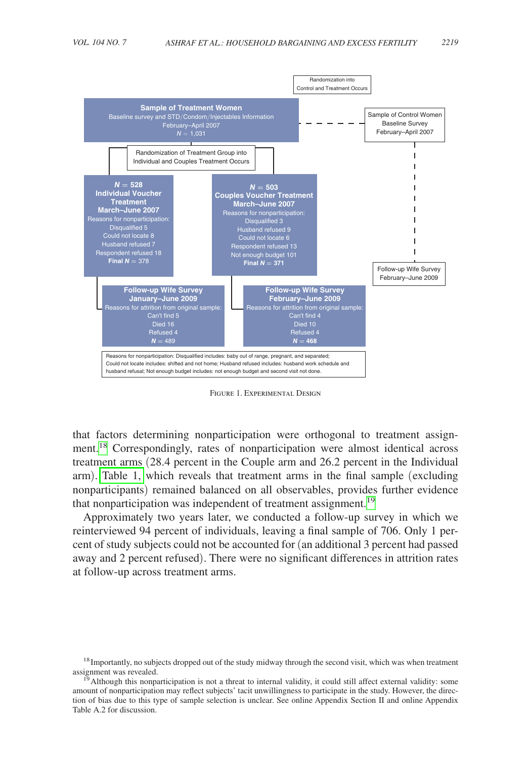Randomization into Control and Treatment Occurs

**Sample of Treatment Women**
Baseline survey and STD/Condom/Injectables Information
February–April 2007
$N$ = 1,031

Sample of Control Women
Baseline Survey
February–April 2007

Randomization of Treatment Group into Individual and Couples Treatment Occurs

**$N$ = 528**
**Individual Voucher Treatment**
**March–June 2007**
Reasons for nonparticipation:
Disqualified 5
Could not locate 8
Husband refused 7
Respondent refused 18
**Final $N$** = 378

**$N$ = 503**
**Couples Voucher Treatment**
**March–June 2007**
Reasons for nonparticipation:
Disqualified 3
Husband refused 9
Could not locate 6
Respondent refused 13
Not enough budget 101
**Final $N$ = 371**

Follow-up Wife Survey
February–June 2009

**Follow-up Wife Survey**
**January–June 2009**
Reasons for attrition from original sample:
Can't find 5
Died 16
Refused 4
**$N$** = 489

**Follow-up Wife Survey**
**February–June 2009**
Reasons for attrition from original sample:
Can't find 4
Died 10
Refused 4
**$N$ = 468**

Reasons for nonparticipation: Disqualified includes: baby out of range, pregnant, and separated; Could not locate includes: shifted and not home; Husband refused includes: husband work schedule and husband refusal; Not enough budget includes: not enough budget and second visit not done.

Figure 1. Experimental Design

that factors determining nonparticipation were orthogonal to treatment assignment.[18] Correspondingly, rates of nonparticipation were almost identical across treatment arms (28.4 percent in the Couple arm and 26.2 percent in the Individual arm). Table 1, which reveals that treatment arms in the final sample (excluding nonparticipants) remained balanced on all observables, provides further evidence that nonparticipation was independent of treatment assignment.[19]

Approximately two years later, we conducted a follow-up survey in which we reinterviewed 94 percent of individuals, leaving a final sample of 706. Only 1 percent of study subjects could not be accounted for (an additional 3 percent had passed away and 2 percent refused). There were no significant differences in attrition rates at follow-up across treatment arms.

[18] Importantly, no subjects dropped out of the study midway through the second visit, which was when treatment assignment was revealed.

[19] Although this nonparticipation is not a threat to internal validity, it could still affect external validity: some amount of nonparticipation may reflect subjects' tacit unwillingness to participate in the study. However, the direction of bias due to this type of sample selection is unclear. See online Appendix Section II and online Appendix Table A.2 for discussion.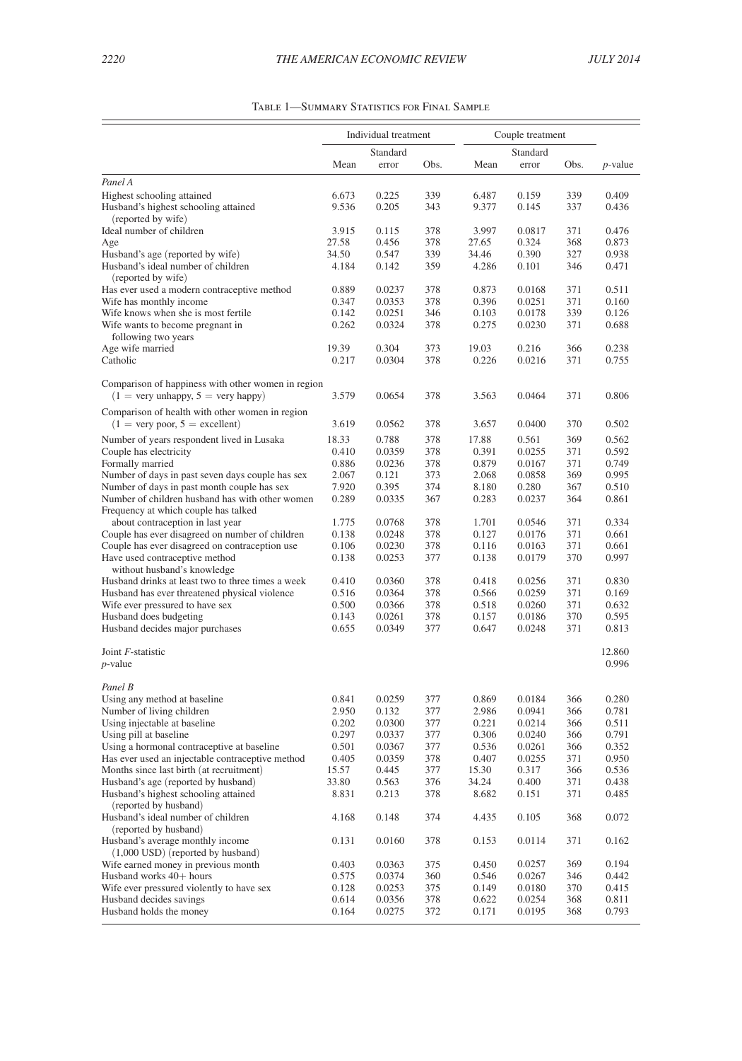Table 1—Summary Statistics for Final Sample

| | Individual treatment | | | Couple treatment | | | |
|---|---|---|---|---|---|---|---|
| | Mean | Standard error | Obs. | Mean | Standard error | Obs. | *p*-value |
| *Panel A* | | | | | | | |
| Highest schooling attained | 6.673 | 0.225 | 339 | 6.487 | 0.159 | 339 | 0.409 |
| Husband's highest schooling attained (reported by wife) | 9.536 | 0.205 | 343 | 9.377 | 0.145 | 337 | 0.436 |
| Ideal number of children | 3.915 | 0.115 | 378 | 3.997 | 0.0817 | 371 | 0.476 |
| Age | 27.58 | 0.456 | 378 | 27.65 | 0.324 | 368 | 0.873 |
| Husband's age (reported by wife) | 34.50 | 0.547 | 339 | 34.46 | 0.390 | 327 | 0.938 |
| Husband's ideal number of children (reported by wife) | 4.184 | 0.142 | 359 | 4.286 | 0.101 | 346 | 0.471 |
| Has ever used a modern contraceptive method | 0.889 | 0.0237 | 378 | 0.873 | 0.0168 | 371 | 0.511 |
| Wife has monthly income | 0.347 | 0.0353 | 378 | 0.396 | 0.0251 | 371 | 0.160 |
| Wife knows when she is most fertile | 0.142 | 0.0251 | 346 | 0.103 | 0.0178 | 339 | 0.126 |
| Wife wants to become pregnant in following two years | 0.262 | 0.0324 | 378 | 0.275 | 0.0230 | 371 | 0.688 |
| Age wife married | 19.39 | 0.304 | 373 | 19.03 | 0.216 | 366 | 0.238 |
| Catholic | 0.217 | 0.0304 | 378 | 0.226 | 0.0216 | 371 | 0.755 |
| Comparison of happiness with other women in region ($1 =$ very unhappy, $5 =$ very happy) | 3.579 | 0.0654 | 378 | 3.563 | 0.0464 | 371 | 0.806 |
| Comparison of health with other women in region ($1 =$ very poor, $5 =$ excellent) | 3.619 | 0.0562 | 378 | 3.657 | 0.0400 | 370 | 0.502 |
| Number of years respondent lived in Lusaka | 18.33 | 0.788 | 378 | 17.88 | 0.561 | 369 | 0.562 |
| Couple has electricity | 0.410 | 0.0359 | 378 | 0.391 | 0.0255 | 371 | 0.592 |
| Formally married | 0.886 | 0.0236 | 378 | 0.879 | 0.0167 | 371 | 0.749 |
| Number of days in past seven days couple has sex | 2.067 | 0.121 | 373 | 2.068 | 0.0858 | 369 | 0.995 |
| Number of days in past month couple has sex | 7.920 | 0.395 | 374 | 8.180 | 0.280 | 367 | 0.510 |
| Number of children husband has with other women | 0.289 | 0.0335 | 367 | 0.283 | 0.0237 | 364 | 0.861 |
| Frequency at which couple has talked about contraception in last year | 1.775 | 0.0768 | 378 | 1.701 | 0.0546 | 371 | 0.334 |
| Couple has ever disagreed on number of children | 0.138 | 0.0248 | 378 | 0.127 | 0.0176 | 371 | 0.661 |
| Couple has ever disagreed on contraception use | 0.106 | 0.0230 | 378 | 0.116 | 0.0163 | 371 | 0.661 |
| Have used contraceptive method without husband's knowledge | 0.138 | 0.0253 | 377 | 0.138 | 0.0179 | 370 | 0.997 |
| Husband drinks at least two to three times a week | 0.410 | 0.0360 | 378 | 0.418 | 0.0256 | 371 | 0.830 |
| Husband has ever threatened physical violence | 0.516 | 0.0364 | 378 | 0.566 | 0.0259 | 371 | 0.169 |
| Wife ever pressured to have sex | 0.500 | 0.0366 | 378 | 0.518 | 0.0260 | 371 | 0.632 |
| Husband does budgeting | 0.143 | 0.0261 | 378 | 0.157 | 0.0186 | 370 | 0.595 |
| Husband decides major purchases | 0.655 | 0.0349 | 377 | 0.647 | 0.0248 | 371 | 0.813 |
| Joint *F*-statistic | | | | | | | 12.860 |
| *p*-value | | | | | | | 0.996 |
| *Panel B* | | | | | | | |
| Using any method at baseline | 0.841 | 0.0259 | 377 | 0.869 | 0.0184 | 366 | 0.280 |
| Number of living children | 2.950 | 0.132 | 377 | 2.986 | 0.0941 | 366 | 0.781 |
| Using injectable at baseline | 0.202 | 0.0300 | 377 | 0.221 | 0.0214 | 366 | 0.511 |
| Using pill at baseline | 0.297 | 0.0337 | 377 | 0.306 | 0.0240 | 366 | 0.791 |
| Using a hormonal contraceptive at baseline | 0.501 | 0.0367 | 377 | 0.536 | 0.0261 | 366 | 0.352 |
| Has ever used an injectable contraceptive method | 0.405 | 0.0359 | 378 | 0.407 | 0.0255 | 371 | 0.950 |
| Months since last birth (at recruitment) | 15.57 | 0.445 | 377 | 15.30 | 0.317 | 366 | 0.536 |
| Husband's age (reported by husband) | 33.80 | 0.563 | 376 | 34.24 | 0.400 | 371 | 0.438 |
| Husband's highest schooling attained (reported by husband) | 8.831 | 0.213 | 378 | 8.682 | 0.151 | 371 | 0.485 |
| Husband's ideal number of children (reported by husband) | 4.168 | 0.148 | 374 | 4.435 | 0.105 | 368 | 0.072 |
| Husband's average monthly income (1,000 USD) (reported by husband) | 0.131 | 0.0160 | 378 | 0.153 | 0.0114 | 371 | 0.162 |
| Wife earned money in previous month | 0.403 | 0.0363 | 375 | 0.450 | 0.0257 | 369 | 0.194 |
| Husband works 40+ hours | 0.575 | 0.0374 | 360 | 0.546 | 0.0267 | 346 | 0.442 |
| Wife ever pressured violently to have sex | 0.128 | 0.0253 | 375 | 0.149 | 0.0180 | 370 | 0.415 |
| Husband decides savings | 0.614 | 0.0356 | 378 | 0.622 | 0.0254 | 368 | 0.811 |
| Husband holds the money | 0.164 | 0.0275 | 372 | 0.171 | 0.0195 | 368 | 0.793 |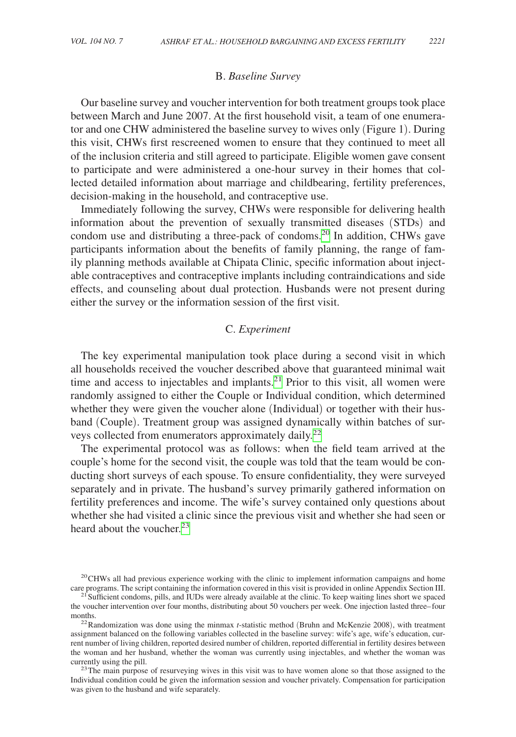## B. *Baseline Survey*

Our baseline survey and voucher intervention for both treatment groups took place between March and June 2007. At the first household visit, a team of one enumerator and one CHW administered the baseline survey to wives only (Figure 1). During this visit, CHWs first rescreened women to ensure that they continued to meet all of the inclusion criteria and still agreed to participate. Eligible women gave consent to participate and were administered a one-hour survey in their homes that collected detailed information about marriage and childbearing, fertility preferences, decision-making in the household, and contraceptive use.

Immediately following the survey, CHWs were responsible for delivering health information about the prevention of sexually transmitted diseases (STDs) and condom use and distributing a three-pack of condoms.[20] In addition, CHWs gave participants information about the benefits of family planning, the range of family planning methods available at Chipata Clinic, specific information about injectable contraceptives and contraceptive implants including contraindications and side effects, and counseling about dual protection. Husbands were not present during either the survey or the information session of the first visit.

## C. *Experiment*

The key experimental manipulation took place during a second visit in which all households received the voucher described above that guaranteed minimal wait time and access to injectables and implants.[21] Prior to this visit, all women were randomly assigned to either the Couple or Individual condition, which determined whether they were given the voucher alone (Individual) or together with their husband (Couple). Treatment group was assigned dynamically within batches of surveys collected from enumerators approximately daily.[22]

The experimental protocol was as follows: when the field team arrived at the couple's home for the second visit, the couple was told that the team would be conducting short surveys of each spouse. To ensure confidentiality, they were surveyed separately and in private. The husband's survey primarily gathered information on fertility preferences and income. The wife's survey contained only questions about whether she had visited a clinic since the previous visit and whether she had seen or heard about the voucher.[23]

[20] CHWs all had previous experience working with the clinic to implement information campaigns and home care programs. The script containing the information covered in this visit is provided in online Appendix Section III.

[21] Sufficient condoms, pills, and IUDs were already available at the clinic. To keep waiting lines short we spaced the voucher intervention over four months, distributing about 50 vouchers per week. One injection lasted three–four months.

[22] Randomization was done using the minmax *t*-statistic method (Bruhn and McKenzie 2008), with treatment assignment balanced on the following variables collected in the baseline survey: wife's age, wife's education, current number of living children, reported desired number of children, reported differential in fertility desires between the woman and her husband, whether the woman was currently using injectables, and whether the woman was currently using the pill.

[23] The main purpose of resurveying wives in this visit was to have women alone so that those assigned to the Individual condition could be given the information session and voucher privately. Compensation for participation was given to the husband and wife separately.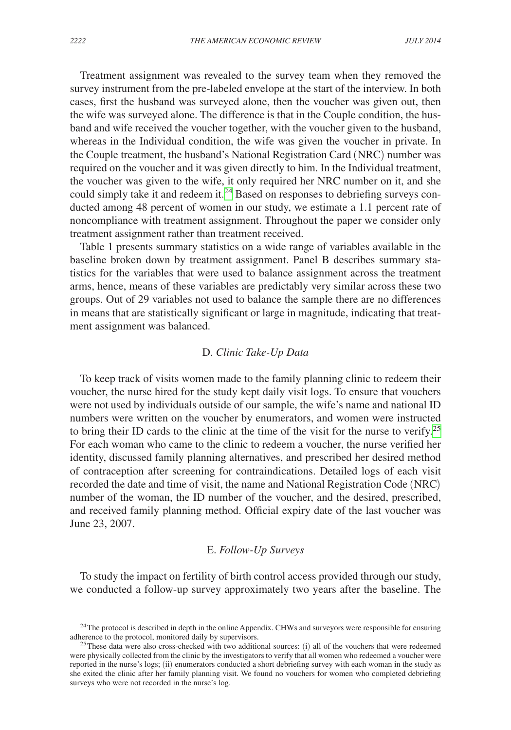Treatment assignment was revealed to the survey team when they removed the survey instrument from the pre-labeled envelope at the start of the interview. In both cases, first the husband was surveyed alone, then the voucher was given out, then the wife was surveyed alone. The difference is that in the Couple condition, the husband and wife received the voucher together, with the voucher given to the husband, whereas in the Individual condition, the wife was given the voucher in private. In the Couple treatment, the husband's National Registration Card (NRC) number was required on the voucher and it was given directly to him. In the Individual treatment, the voucher was given to the wife, it only required her NRC number on it, and she could simply take it and redeem it.[24] Based on responses to debriefing surveys conducted among 48 percent of women in our study, we estimate a 1.1 percent rate of noncompliance with treatment assignment. Throughout the paper we consider only treatment assignment rather than treatment received.

Table 1 presents summary statistics on a wide range of variables available in the baseline broken down by treatment assignment. Panel B describes summary statistics for the variables that were used to balance assignment across the treatment arms, hence, means of these variables are predictably very similar across these two groups. Out of 29 variables not used to balance the sample there are no differences in means that are statistically significant or large in magnitude, indicating that treatment assignment was balanced.

### D. *Clinic Take-Up Data*

To keep track of visits women made to the family planning clinic to redeem their voucher, the nurse hired for the study kept daily visit logs. To ensure that vouchers were not used by individuals outside of our sample, the wife's name and national ID numbers were written on the voucher by enumerators, and women were instructed to bring their ID cards to the clinic at the time of the visit for the nurse to verify.[25] For each woman who came to the clinic to redeem a voucher, the nurse verified her identity, discussed family planning alternatives, and prescribed her desired method of contraception after screening for contraindications. Detailed logs of each visit recorded the date and time of visit, the name and National Registration Code (NRC) number of the woman, the ID number of the voucher, and the desired, prescribed, and received family planning method. Official expiry date of the last voucher was June 23, 2007.

### E. *Follow-Up Surveys*

To study the impact on fertility of birth control access provided through our study, we conducted a follow-up survey approximately two years after the baseline. The

[24] The protocol is described in depth in the online Appendix. CHWs and surveyors were responsible for ensuring adherence to the protocol, monitored daily by supervisors.

[25] These data were also cross-checked with two additional sources: (i) all of the vouchers that were redeemed were physically collected from the clinic by the investigators to verify that all women who redeemed a voucher were reported in the nurse's logs; (ii) enumerators conducted a short debriefing survey with each woman in the study as she exited the clinic after her family planning visit. We found no vouchers for women who completed debriefing surveys who were not recorded in the nurse's log.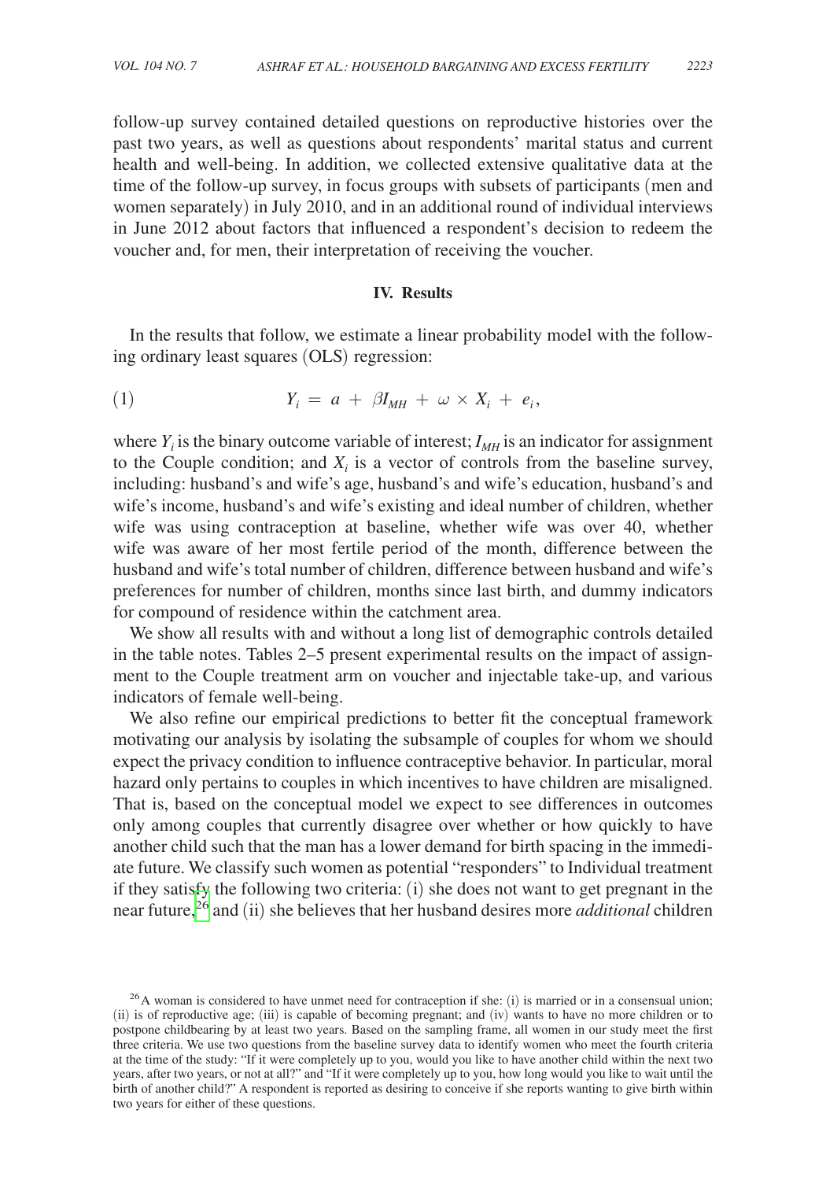follow-up survey contained detailed questions on reproductive histories over the past two years, as well as questions about respondents' marital status and current health and well-being. In addition, we collected extensive qualitative data at the time of the follow-up survey, in focus groups with subsets of participants (men and women separately) in July 2010, and in an additional round of individual interviews in June 2012 about factors that influenced a respondent's decision to redeem the voucher and, for men, their interpretation of receiving the voucher.

## IV. Results

In the results that follow, we estimate a linear probability model with the following ordinary least squares (OLS) regression:

$$Y_i = a + \beta I_{MH} + \omega \times X_i + e_i, \quad (1)$$

where $Y_i$ is the binary outcome variable of interest; $I_{MH}$ is an indicator for assignment to the Couple condition; and $X_i$ is a vector of controls from the baseline survey, including: husband's and wife's age, husband's and wife's education, husband's and wife's income, husband's and wife's existing and ideal number of children, whether wife was using contraception at baseline, whether wife was over 40, whether wife was aware of her most fertile period of the month, difference between the husband and wife's total number of children, difference between husband and wife's preferences for number of children, months since last birth, and dummy indicators for compound of residence within the catchment area.

We show all results with and without a long list of demographic controls detailed in the table notes. Tables 2–5 present experimental results on the impact of assignment to the Couple treatment arm on voucher and injectable take-up, and various indicators of female well-being.

We also refine our empirical predictions to better fit the conceptual framework motivating our analysis by isolating the subsample of couples for whom we should expect the privacy condition to influence contraceptive behavior. In particular, moral hazard only pertains to couples in which incentives to have children are misaligned. That is, based on the conceptual model we expect to see differences in outcomes only among couples that currently disagree over whether or how quickly to have another child such that the man has a lower demand for birth spacing in the immediate future. We classify such women as potential "responders" to Individual treatment if they satisfy the following two criteria: (i) she does not want to get pregnant in the near future,[26] and (ii) she believes that her husband desires more *additional* children

[26] A woman is considered to have unmet need for contraception if she: (i) is married or in a consensual union; (ii) is of reproductive age; (iii) is capable of becoming pregnant; and (iv) wants to have no more children or to postpone childbearing by at least two years. Based on the sampling frame, all women in our study meet the first three criteria. We use two questions from the baseline survey data to identify women who meet the fourth criteria at the time of the study: "If it were completely up to you, would you like to have another child within the next two years, after two years, or not at all?" and "If it were completely up to you, how long would you like to wait until the birth of another child?" A respondent is reported as desiring to conceive if she reports wanting to give birth within two years for either of these questions.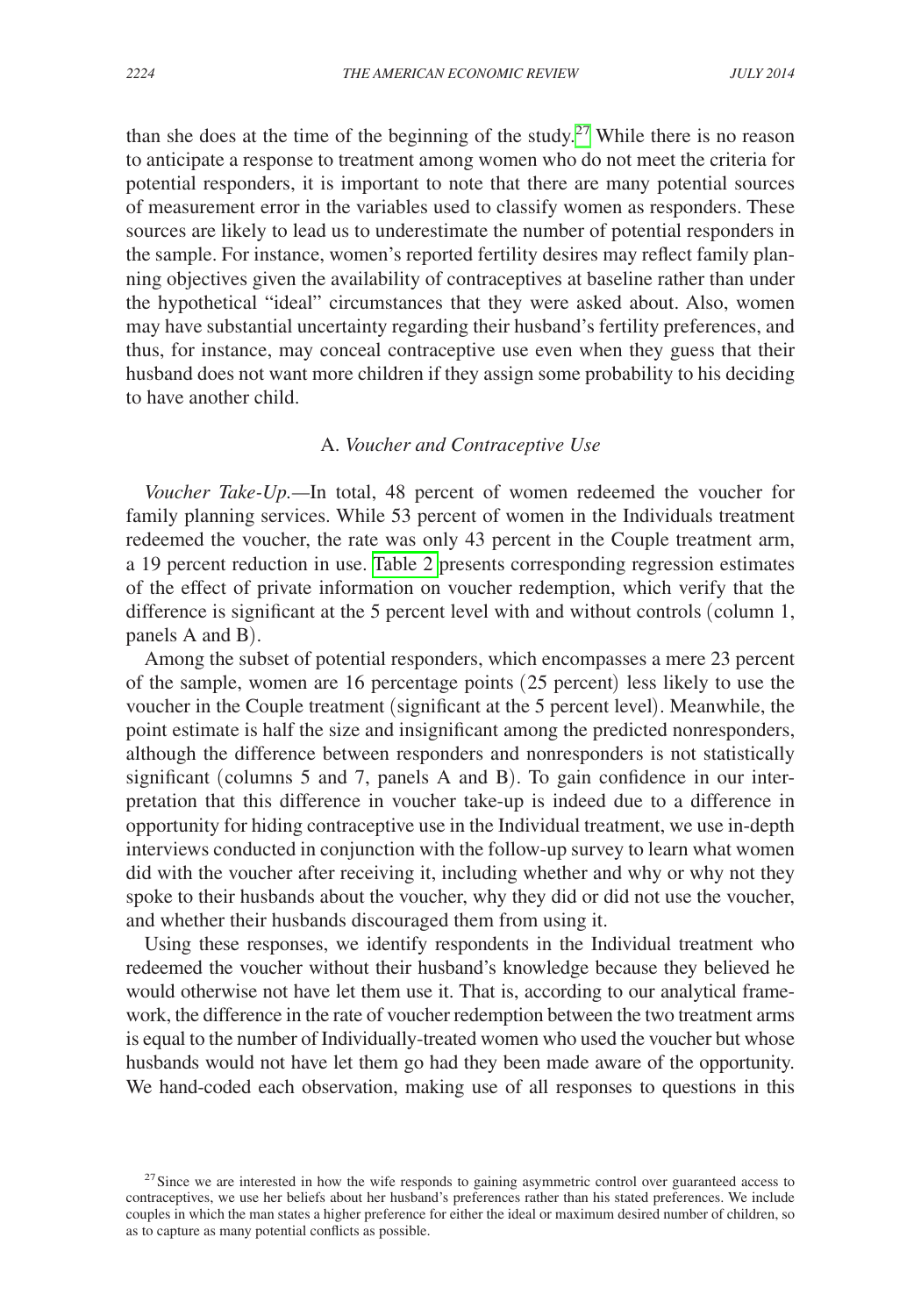than she does at the time of the beginning of the study.[27] While there is no reason to anticipate a response to treatment among women who do not meet the criteria for potential responders, it is important to note that there are many potential sources of measurement error in the variables used to classify women as responders. These sources are likely to lead us to underestimate the number of potential responders in the sample. For instance, women's reported fertility desires may reflect family planning objectives given the availability of contraceptives at baseline rather than under the hypothetical "ideal" circumstances that they were asked about. Also, women may have substantial uncertainty regarding their husband's fertility preferences, and thus, for instance, may conceal contraceptive use even when they guess that their husband does not want more children if they assign some probability to his deciding to have another child.

### A. *Voucher and Contraceptive Use*

*Voucher Take-Up.*—In total, 48 percent of women redeemed the voucher for family planning services. While 53 percent of women in the Individuals treatment redeemed the voucher, the rate was only 43 percent in the Couple treatment arm, a 19 percent reduction in use. Table 2 presents corresponding regression estimates of the effect of private information on voucher redemption, which verify that the difference is significant at the 5 percent level with and without controls (column 1, panels A and B).

Among the subset of potential responders, which encompasses a mere 23 percent of the sample, women are 16 percentage points (25 percent) less likely to use the voucher in the Couple treatment (significant at the 5 percent level). Meanwhile, the point estimate is half the size and insignificant among the predicted nonresponders, although the difference between responders and nonresponders is not statistically significant (columns 5 and 7, panels A and B). To gain confidence in our interpretation that this difference in voucher take-up is indeed due to a difference in opportunity for hiding contraceptive use in the Individual treatment, we use in-depth interviews conducted in conjunction with the follow-up survey to learn what women did with the voucher after receiving it, including whether and why or why not they spoke to their husbands about the voucher, why they did or did not use the voucher, and whether their husbands discouraged them from using it.

Using these responses, we identify respondents in the Individual treatment who redeemed the voucher without their husband's knowledge because they believed he would otherwise not have let them use it. That is, according to our analytical framework, the difference in the rate of voucher redemption between the two treatment arms is equal to the number of Individually-treated women who used the voucher but whose husbands would not have let them go had they been made aware of the opportunity. We hand-coded each observation, making use of all responses to questions in this

[27] Since we are interested in how the wife responds to gaining asymmetric control over guaranteed access to contraceptives, we use her beliefs about her husband's preferences rather than his stated preferences. We include couples in which the man states a higher preference for either the ideal or maximum desired number of children, so as to capture as many potential conflicts as possible.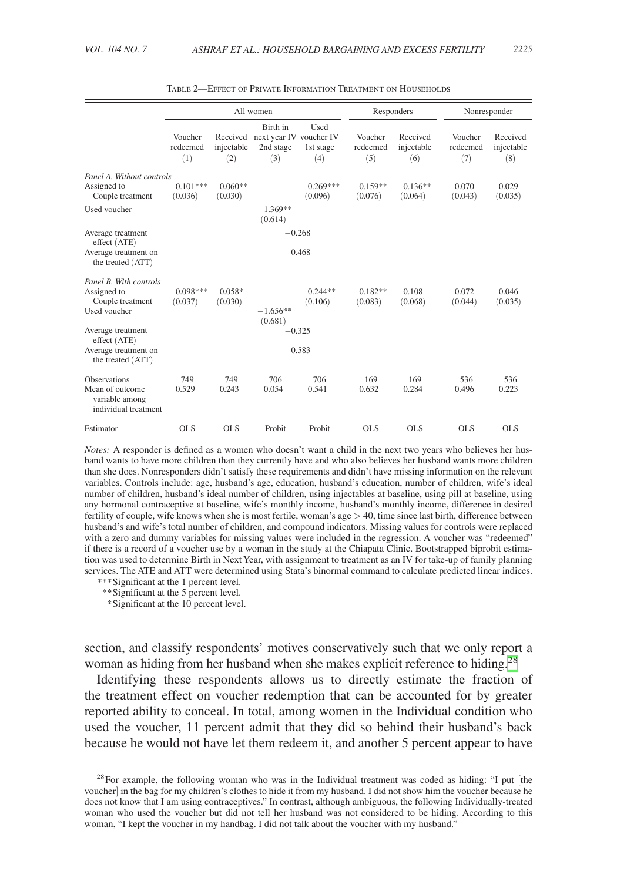Table 2—Effect of Private Information Treatment on Households

| | All women | | | | Responders | | Nonresponder | |
|---|---|---|---|---|---|---|---|---|
| | Voucher redeemed (1) | Received injectable (2) | Birth in next year IV 2nd stage (3) | Used voucher IV 1st stage (4) | Voucher redeemed (5) | Received injectable (6) | Voucher redeemed (7) | Received injectable (8) |
| *Panel A. Without controls* | | | | | | | | |
| Assigned to Couple treatment | −0.101*** (0.036) | −0.060** (0.030) | | −0.269*** (0.096) | −0.159** (0.076) | −0.136** (0.064) | −0.070 (0.043) | −0.029 (0.035) |
| Used voucher | | | −1.369** (0.614) | | | | | |
| Average treatment effect (ATE) | | | −0.268 | | | | | |
| Average treatment on the treated (ATT) | | | −0.468 | | | | | |
| *Panel B. With controls* | | | | | | | | |
| Assigned to Couple treatment | −0.098*** (0.037) | −0.058* (0.030) | | −0.244** (0.106) | −0.182** (0.083) | −0.108 (0.068) | −0.072 (0.044) | −0.046 (0.035) |
| Used voucher | | | −1.656** (0.681) | | | | | |
| Average treatment effect (ATE) | | | −0.325 | | | | | |
| Average treatment on the treated (ATT) | | | −0.583 | | | | | |
| Observations | 749 | 749 | 706 | 706 | 169 | 169 | 536 | 536 |
| Mean of outcome variable among individual treatment | 0.529 | 0.243 | 0.054 | 0.541 | 0.632 | 0.284 | 0.496 | 0.223 |
| Estimator | OLS | OLS | Probit | Probit | OLS | OLS | OLS | OLS |

*Notes:* A responder is defined as a women who doesn't want a child in the next two years who believes her husband wants to have more children than they currently have and who also believes her husband wants more children than she does. Nonresponders didn't satisfy these requirements and didn't have missing information on the relevant variables. Controls include: age, husband's age, education, husband's education, number of children, wife's ideal number of children, husband's ideal number of children, using injectables at baseline, using pill at baseline, using any hormonal contraceptive at baseline, wife's monthly income, husband's monthly income, difference in desired fertility of couple, wife knows when she is most fertile, woman's age > 40, time since last birth, difference between husband's and wife's total number of children, and compound indicators. Missing values for controls were replaced with a zero and dummy variables for missing values were included in the regression. A voucher was "redeemed" if there is a record of a voucher use by a woman in the study at the Chiapata Clinic. Bootstrapped biprobit estimation was used to determine Birth in Next Year, with assignment to treatment as an IV for take-up of family planning services. The ATE and ATT were determined using Stata's binormal command to calculate predicted linear indices.

***Significant at the 1 percent level.
**Significant at the 5 percent level.
*Significant at the 10 percent level.

section, and classify respondents' motives conservatively such that we only report a woman as hiding from her husband when she makes explicit reference to hiding.[28]

Identifying these respondents allows us to directly estimate the fraction of the treatment effect on voucher redemption that can be accounted for by greater reported ability to conceal. In total, among women in the Individual condition who used the voucher, 11 percent admit that they did so behind their husband's back because he would not have let them redeem it, and another 5 percent appear to have

[28] For example, the following woman who was in the Individual treatment was coded as hiding: "I put [the voucher] in the bag for my children's clothes to hide it from my husband. I did not show him the voucher because he does not know that I am using contraceptives." In contrast, although ambiguous, the following Individually-treated woman who used the voucher but did not tell her husband was not considered to be hiding. According to this woman, "I kept the voucher in my handbag. I did not talk about the voucher with my husband."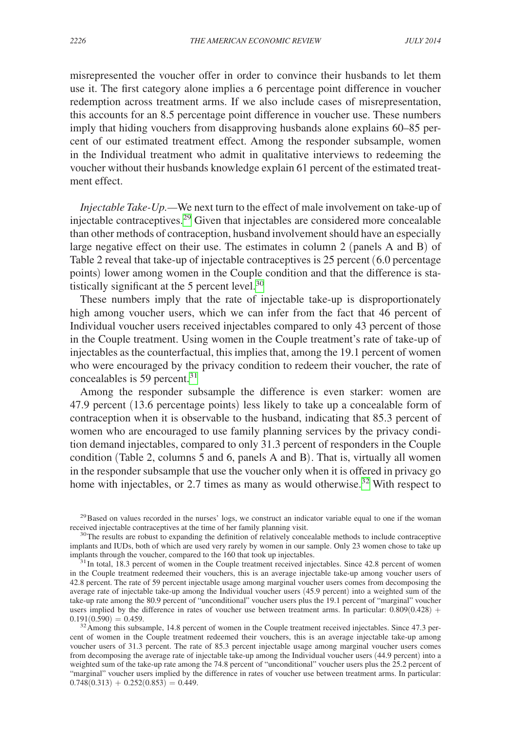misrepresented the voucher offer in order to convince their husbands to let them use it. The first category alone implies a 6 percentage point difference in voucher redemption across treatment arms. If we also include cases of misrepresentation, this accounts for an 8.5 percentage point difference in voucher use. These numbers imply that hiding vouchers from disapproving husbands alone explains 60–85 percent of our estimated treatment effect. Among the responder subsample, women in the Individual treatment who admit in qualitative interviews to redeeming the voucher without their husbands knowledge explain 61 percent of the estimated treatment effect.

*Injectable Take-Up.*—We next turn to the effect of male involvement on take-up of injectable contraceptives.[29] Given that injectables are considered more concealable than other methods of contraception, husband involvement should have an especially large negative effect on their use. The estimates in column 2 (panels A and B) of Table 2 reveal that take-up of injectable contraceptives is 25 percent (6.0 percentage points) lower among women in the Couple condition and that the difference is statistically significant at the 5 percent level.[30]

These numbers imply that the rate of injectable take-up is disproportionately high among voucher users, which we can infer from the fact that 46 percent of Individual voucher users received injectables compared to only 43 percent of those in the Couple treatment. Using women in the Couple treatment's rate of take-up of injectables as the counterfactual, this implies that, among the 19.1 percent of women who were encouraged by the privacy condition to redeem their voucher, the rate of concealables is 59 percent.[31]

Among the responder subsample the difference is even starker: women are 47.9 percent (13.6 percentage points) less likely to take up a concealable form of contraception when it is observable to the husband, indicating that 85.3 percent of women who are encouraged to use family planning services by the privacy condition demand injectables, compared to only 31.3 percent of responders in the Couple condition (Table 2, columns 5 and 6, panels A and B). That is, virtually all women in the responder subsample that use the voucher only when it is offered in privacy go home with injectables, or 2.7 times as many as would otherwise.[32] With respect to

[29] Based on values recorded in the nurses' logs, we construct an indicator variable equal to one if the woman received injectable contraceptives at the time of her family planning visit.

[30] The results are robust to expanding the definition of relatively concealable methods to include contraceptive implants and IUDs, both of which are used very rarely by women in our sample. Only 23 women chose to take up implants through the voucher, compared to the 160 that took up injectables.

[31] In total, 18.3 percent of women in the Couple treatment received injectables. Since 42.8 percent of women in the Couple treatment redeemed their vouchers, this is an average injectable take-up among voucher users of 42.8 percent. The rate of 59 percent injectable usage among marginal voucher users comes from decomposing the average rate of injectable take-up among the Individual voucher users (45.9 percent) into a weighted sum of the take-up rate among the 80.9 percent of "unconditional" voucher users plus the 19.1 percent of "marginal" voucher users implied by the difference in rates of voucher use between treatment arms. In particular: $0.809(0.428) + 0.191(0.590) = 0.459$.

[32] Among this subsample, 14.8 percent of women in the Couple treatment received injectables. Since 47.3 percent of women in the Couple treatment redeemed their vouchers, this is an average injectable take-up among voucher users of 31.3 percent. The rate of 85.3 percent injectable usage among marginal voucher users comes from decomposing the average rate of injectable take-up among the Individual voucher users (44.9 percent) into a weighted sum of the take-up rate among the 74.8 percent of "unconditional" voucher users plus the 25.2 percent of "marginal" voucher users implied by the difference in rates of voucher use between treatment arms. In particular: $0.748(0.313) + 0.252(0.853) = 0.449$.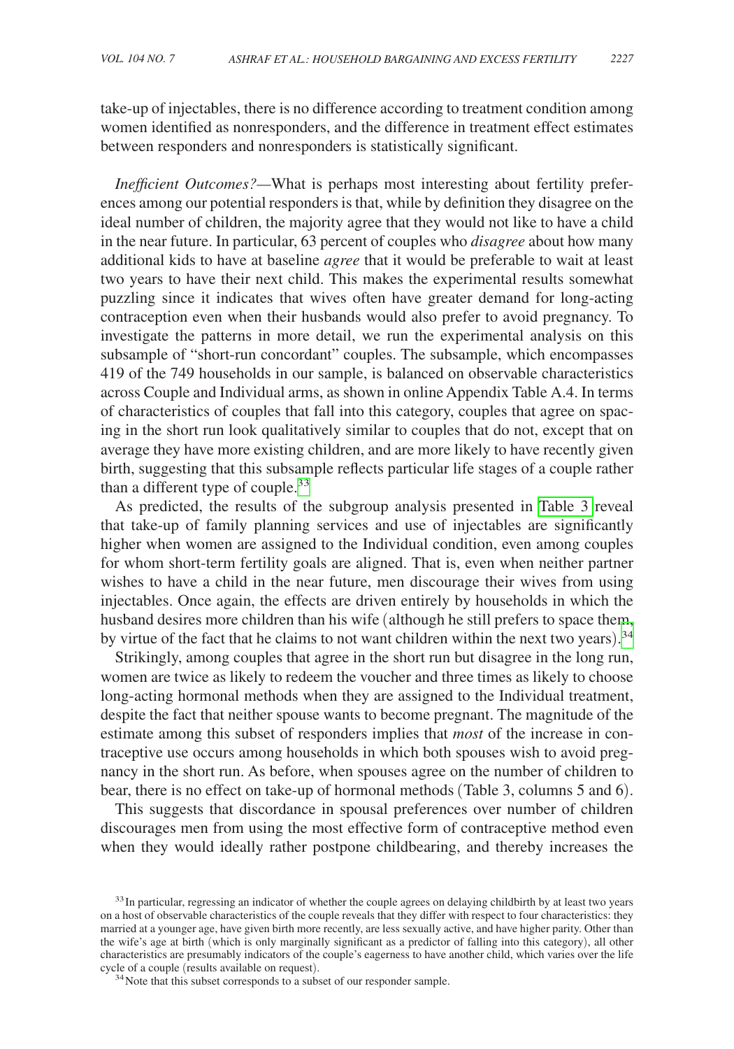take-up of injectables, there is no difference according to treatment condition among women identified as nonresponders, and the difference in treatment effect estimates between responders and nonresponders is statistically significant.

*Inefficient Outcomes?*—What is perhaps most interesting about fertility preferences among our potential responders is that, while by definition they disagree on the ideal number of children, the majority agree that they would not like to have a child in the near future. In particular, 63 percent of couples who *disagree* about how many additional kids to have at baseline *agree* that it would be preferable to wait at least two years to have their next child. This makes the experimental results somewhat puzzling since it indicates that wives often have greater demand for long-acting contraception even when their husbands would also prefer to avoid pregnancy. To investigate the patterns in more detail, we run the experimental analysis on this subsample of "short-run concordant" couples. The subsample, which encompasses 419 of the 749 households in our sample, is balanced on observable characteristics across Couple and Individual arms, as shown in online Appendix Table A.4. In terms of characteristics of couples that fall into this category, couples that agree on spacing in the short run look qualitatively similar to couples that do not, except that on average they have more existing children, and are more likely to have recently given birth, suggesting that this subsample reflects particular life stages of a couple rather than a different type of couple.[33]

As predicted, the results of the subgroup analysis presented in Table 3 reveal that take-up of family planning services and use of injectables are significantly higher when women are assigned to the Individual condition, even among couples for whom short-term fertility goals are aligned. That is, even when neither partner wishes to have a child in the near future, men discourage their wives from using injectables. Once again, the effects are driven entirely by households in which the husband desires more children than his wife (although he still prefers to space them, by virtue of the fact that he claims to not want children within the next two years).[34]

Strikingly, among couples that agree in the short run but disagree in the long run, women are twice as likely to redeem the voucher and three times as likely to choose long-acting hormonal methods when they are assigned to the Individual treatment, despite the fact that neither spouse wants to become pregnant. The magnitude of the estimate among this subset of responders implies that *most* of the increase in contraceptive use occurs among households in which both spouses wish to avoid pregnancy in the short run. As before, when spouses agree on the number of children to bear, there is no effect on take-up of hormonal methods (Table 3, columns 5 and 6).

This suggests that discordance in spousal preferences over number of children discourages men from using the most effective form of contraceptive method even when they would ideally rather postpone childbearing, and thereby increases the

[33] In particular, regressing an indicator of whether the couple agrees on delaying childbirth by at least two years on a host of observable characteristics of the couple reveals that they differ with respect to four characteristics: they married at a younger age, have given birth more recently, are less sexually active, and have higher parity. Other than the wife's age at birth (which is only marginally significant as a predictor of falling into this category), all other characteristics are presumably indicators of the couple's eagerness to have another child, which varies over the life cycle of a couple (results available on request).

[34] Note that this subset corresponds to a subset of our responder sample.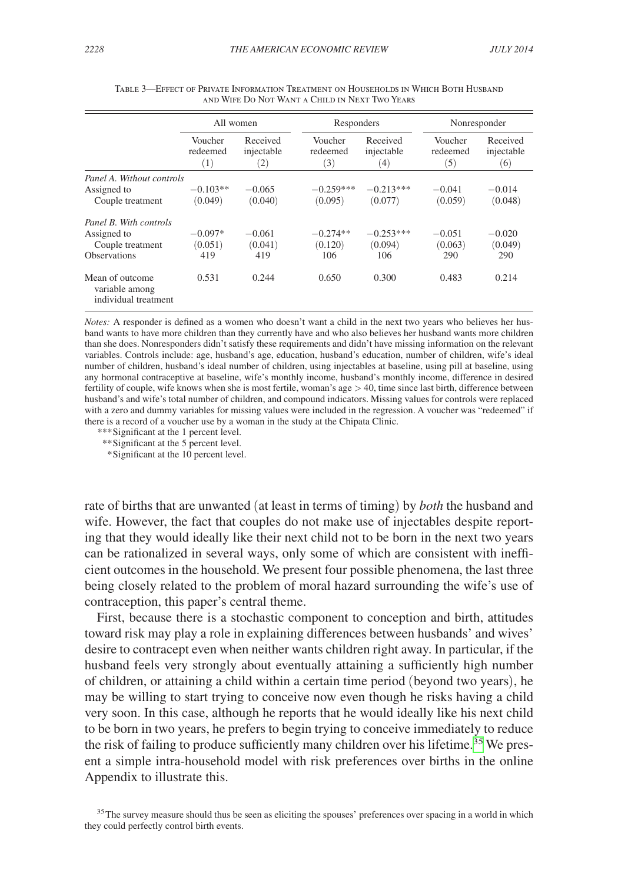Table 3—Effect of Private Information Treatment on Households in Which Both Husband and Wife Do Not Want a Child in Next Two Years

| | All women | | Responders | | Nonresponder | |
|---|---|---|---|---|---|---|
| | Voucher redeemed (1) | Received injectable (2) | Voucher redeemed (3) | Received injectable (4) | Voucher redeemed (5) | Received injectable (6) |
| *Panel A. Without controls* | | | | | | |
| Assigned to Couple treatment | −0.103** | −0.065 | −0.259*** | −0.213*** | −0.041 | −0.014 |
| | (0.049) | (0.040) | (0.095) | (0.077) | (0.059) | (0.048) |
| *Panel B. With controls* | | | | | | |
| Assigned to Couple treatment | −0.097* | −0.061 | −0.274** | −0.253*** | −0.051 | −0.020 |
| | (0.051) | (0.041) | (0.120) | (0.094) | (0.063) | (0.049) |
| Observations | 419 | 419 | 106 | 106 | 290 | 290 |
| Mean of outcome variable among individual treatment | 0.531 | 0.244 | 0.650 | 0.300 | 0.483 | 0.214 |

*Notes:* A responder is defined as a women who doesn't want a child in the next two years who believes her husband wants to have more children than they currently have and who also believes her husband wants more children than she does. Nonresponders didn't satisfy these requirements and didn't have missing information on the relevant variables. Controls include: age, husband's age, education, husband's education, number of children, wife's ideal number of children, husband's ideal number of children, using injectables at baseline, using pill at baseline, using any hormonal contraceptive at baseline, wife's monthly income, husband's monthly income, difference in desired fertility of couple, wife knows when she is most fertile, woman's age > 40, time since last birth, difference between husband's and wife's total number of children, and compound indicators. Missing values for controls were replaced with a zero and dummy variables for missing values were included in the regression. A voucher was "redeemed" if there is a record of a voucher use by a woman in the study at the Chipata Clinic.

***Significant at the 1 percent level.
**Significant at the 5 percent level.
*Significant at the 10 percent level.

rate of births that are unwanted (at least in terms of timing) by *both* the husband and wife. However, the fact that couples do not make use of injectables despite reporting that they would ideally like their next child not to be born in the next two years can be rationalized in several ways, only some of which are consistent with inefficient outcomes in the household. We present four possible phenomena, the last three being closely related to the problem of moral hazard surrounding the wife's use of contraception, this paper's central theme.

First, because there is a stochastic component to conception and birth, attitudes toward risk may play a role in explaining differences between husbands' and wives' desire to contracept even when neither wants children right away. In particular, if the husband feels very strongly about eventually attaining a sufficiently high number of children, or attaining a child within a certain time period (beyond two years), he may be willing to start trying to conceive now even though he risks having a child very soon. In this case, although he reports that he would ideally like his next child to be born in two years, he prefers to begin trying to conceive immediately to reduce the risk of failing to produce sufficiently many children over his lifetime.[35] We present a simple intra-household model with risk preferences over births in the online Appendix to illustrate this.

[35] The survey measure should thus be seen as eliciting the spouses' preferences over spacing in a world in which they could perfectly control birth events.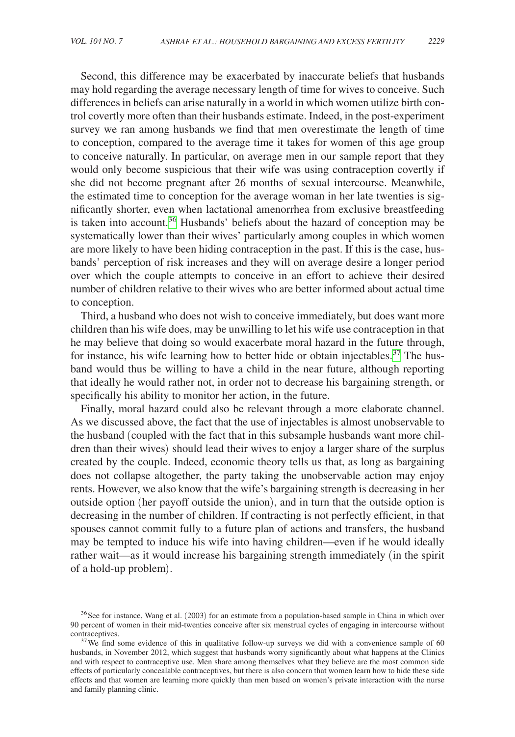Second, this difference may be exacerbated by inaccurate beliefs that husbands may hold regarding the average necessary length of time for wives to conceive. Such differences in beliefs can arise naturally in a world in which women utilize birth control covertly more often than their husbands estimate. Indeed, in the post-experiment survey we ran among husbands we find that men overestimate the length of time to conception, compared to the average time it takes for women of this age group to conceive naturally. In particular, on average men in our sample report that they would only become suspicious that their wife was using contraception covertly if she did not become pregnant after 26 months of sexual intercourse. Meanwhile, the estimated time to conception for the average woman in her late twenties is significantly shorter, even when lactational amenorrhea from exclusive breastfeeding is taken into account.[36] Husbands' beliefs about the hazard of conception may be systematically lower than their wives' particularly among couples in which women are more likely to have been hiding contraception in the past. If this is the case, husbands' perception of risk increases and they will on average desire a longer period over which the couple attempts to conceive in an effort to achieve their desired number of children relative to their wives who are better informed about actual time to conception.

Third, a husband who does not wish to conceive immediately, but does want more children than his wife does, may be unwilling to let his wife use contraception in that he may believe that doing so would exacerbate moral hazard in the future through, for instance, his wife learning how to better hide or obtain injectables.[37] The husband would thus be willing to have a child in the near future, although reporting that ideally he would rather not, in order not to decrease his bargaining strength, or specifically his ability to monitor her action, in the future.

Finally, moral hazard could also be relevant through a more elaborate channel. As we discussed above, the fact that the use of injectables is almost unobservable to the husband (coupled with the fact that in this subsample husbands want more children than their wives) should lead their wives to enjoy a larger share of the surplus created by the couple. Indeed, economic theory tells us that, as long as bargaining does not collapse altogether, the party taking the unobservable action may enjoy rents. However, we also know that the wife's bargaining strength is decreasing in her outside option (her payoff outside the union), and in turn that the outside option is decreasing in the number of children. If contracting is not perfectly efficient, in that spouses cannot commit fully to a future plan of actions and transfers, the husband may be tempted to induce his wife into having children—even if he would ideally rather wait—as it would increase his bargaining strength immediately (in the spirit of a hold-up problem).

[36] See for instance, Wang et al. (2003) for an estimate from a population-based sample in China in which over 90 percent of women in their mid-twenties conceive after six menstrual cycles of engaging in intercourse without contraceptives.

[37] We find some evidence of this in qualitative follow-up surveys we did with a convenience sample of 60 husbands, in November 2012, which suggest that husbands worry significantly about what happens at the Clinics and with respect to contraceptive use. Men share among themselves what they believe are the most common side effects of particularly concealable contraceptives, but there is also concern that women learn how to hide these side effects and that women are learning more quickly than men based on women's private interaction with the nurse and family planning clinic.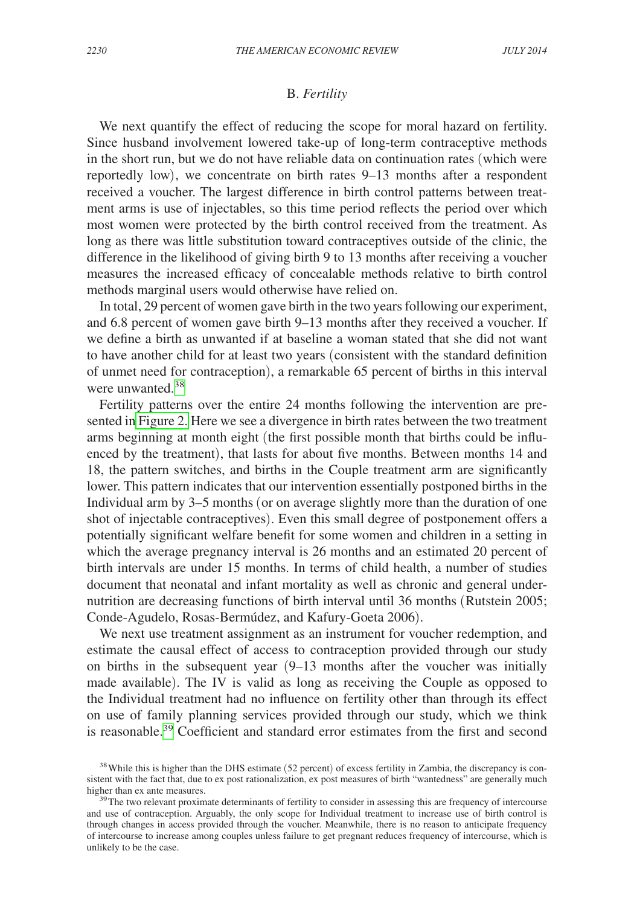### B. *Fertility*

We next quantify the effect of reducing the scope for moral hazard on fertility. Since husband involvement lowered take-up of long-term contraceptive methods in the short run, but we do not have reliable data on continuation rates (which were reportedly low), we concentrate on birth rates 9–13 months after a respondent received a voucher. The largest difference in birth control patterns between treatment arms is use of injectables, so this time period reflects the period over which most women were protected by the birth control received from the treatment. As long as there was little substitution toward contraceptives outside of the clinic, the difference in the likelihood of giving birth 9 to 13 months after receiving a voucher measures the increased efficacy of concealable methods relative to birth control methods marginal users would otherwise have relied on.

In total, 29 percent of women gave birth in the two years following our experiment, and 6.8 percent of women gave birth 9–13 months after they received a voucher. If we define a birth as unwanted if at baseline a woman stated that she did not want to have another child for at least two years (consistent with the standard definition of unmet need for contraception), a remarkable 65 percent of births in this interval were unwanted.[38]

Fertility patterns over the entire 24 months following the intervention are presented in Figure 2. Here we see a divergence in birth rates between the two treatment arms beginning at month eight (the first possible month that births could be influenced by the treatment), that lasts for about five months. Between months 14 and 18, the pattern switches, and births in the Couple treatment arm are significantly lower. This pattern indicates that our intervention essentially postponed births in the Individual arm by 3–5 months (or on average slightly more than the duration of one shot of injectable contraceptives). Even this small degree of postponement offers a potentially significant welfare benefit for some women and children in a setting in which the average pregnancy interval is 26 months and an estimated 20 percent of birth intervals are under 15 months. In terms of child health, a number of studies document that neonatal and infant mortality as well as chronic and general undernutrition are decreasing functions of birth interval until 36 months (Rutstein 2005; Conde-Agudelo, Rosas-Bermúdez, and Kafury-Goeta 2006).

We next use treatment assignment as an instrument for voucher redemption, and estimate the causal effect of access to contraception provided through our study on births in the subsequent year (9–13 months after the voucher was initially made available). The IV is valid as long as receiving the Couple as opposed to the Individual treatment had no influence on fertility other than through its effect on use of family planning services provided through our study, which we think is reasonable.[39] Coefficient and standard error estimates from the first and second

[38] While this is higher than the DHS estimate (52 percent) of excess fertility in Zambia, the discrepancy is consistent with the fact that, due to ex post rationalization, ex post measures of birth "wantedness" are generally much higher than ex ante measures.

[39] The two relevant proximate determinants of fertility to consider in assessing this are frequency of intercourse and use of contraception. Arguably, the only scope for Individual treatment to increase use of birth control is through changes in access provided through the voucher. Meanwhile, there is no reason to anticipate frequency of intercourse to increase among couples unless failure to get pregnant reduces frequency of intercourse, which is unlikely to be the case.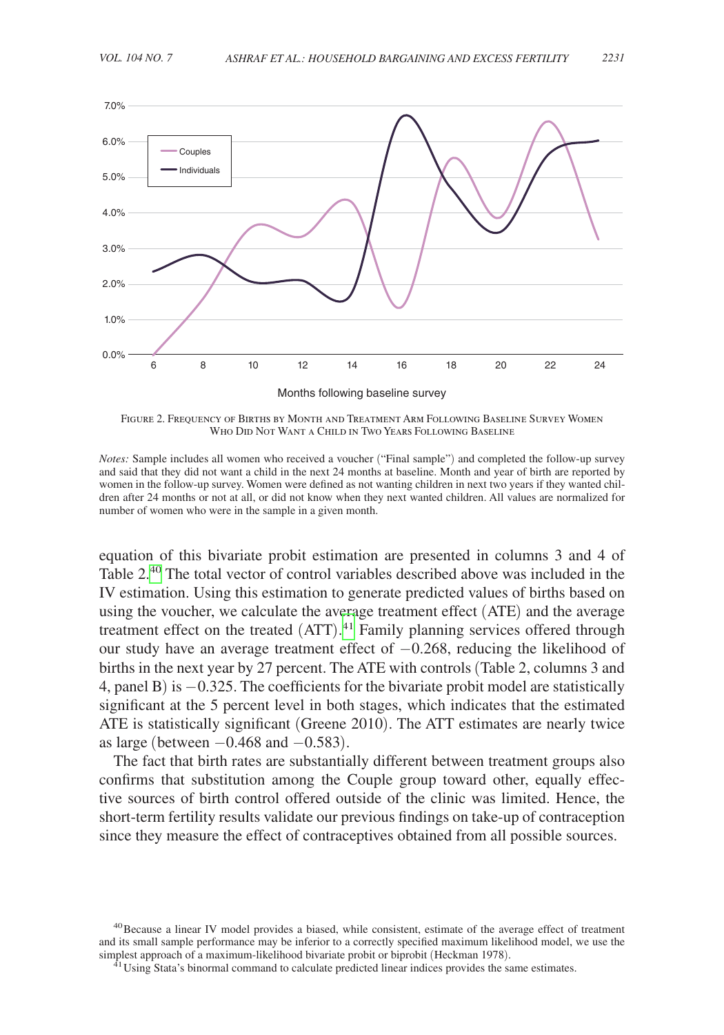FIGURE 2. FREQUENCY OF BIRTHS BY MONTH AND TREATMENT ARM FOLLOWING BASELINE SURVEY WOMEN WHO DID NOT WANT A CHILD IN TWO YEARS FOLLOWING BASELINE

*Notes:* Sample includes all women who received a voucher ("Final sample") and completed the follow-up survey and said that they did not want a child in the next 24 months at baseline. Month and year of birth are reported by women in the follow-up survey. Women were defined as not wanting children in next two years if they wanted children after 24 months or not at all, or did not know when they next wanted children. All values are normalized for number of women who were in the sample in a given month.

equation of this bivariate probit estimation are presented in columns 3 and 4 of Table 2.[40] The total vector of control variables described above was included in the IV estimation. Using this estimation to generate predicted values of births based on using the voucher, we calculate the average treatment effect (ATE) and the average treatment effect on the treated (ATT).[41] Family planning services offered through our study have an average treatment effect of −0.268, reducing the likelihood of births in the next year by 27 percent. The ATE with controls (Table 2, columns 3 and 4, panel B) is −0.325. The coefficients for the bivariate probit model are statistically significant at the 5 percent level in both stages, which indicates that the estimated ATE is statistically significant (Greene 2010). The ATT estimates are nearly twice as large (between −0.468 and −0.583).

The fact that birth rates are substantially different between treatment groups also confirms that substitution among the Couple group toward other, equally effective sources of birth control offered outside of the clinic was limited. Hence, the short-term fertility results validate our previous findings on take-up of contraception since they measure the effect of contraceptives obtained from all possible sources.

[40] Because a linear IV model provides a biased, while consistent, estimate of the average effect of treatment and its small sample performance may be inferior to a correctly specified maximum likelihood model, we use the simplest approach of a maximum-likelihood bivariate probit or biprobit (Heckman 1978).

[41] Using Stata's binormal command to calculate predicted linear indices provides the same estimates.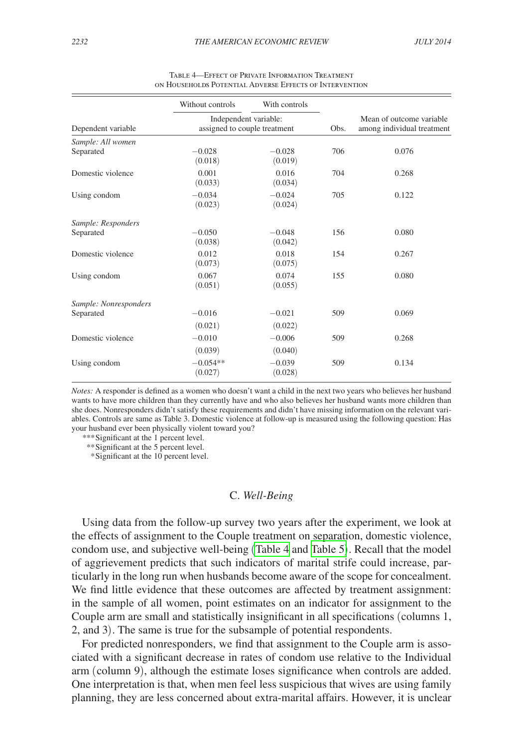Table 4—Effect of Private Information Treatment on Households Potential Adverse Effects of Intervention

| | Without controls | With controls | | |
|---|---|---|---|---|
| Dependent variable | Independent variable: assigned to couple treatment | | Obs. | Mean of outcome variable among individual treatment |
| *Sample: All women* | | | | |
| Separated | −0.028 | −0.028 | 706 | 0.076 |
| | (0.018) | (0.019) | | |
| Domestic violence | 0.001 | 0.016 | 704 | 0.268 |
| | (0.033) | (0.034) | | |
| Using condom | −0.034 | −0.024 | 705 | 0.122 |
| | (0.023) | (0.024) | | |
| *Sample: Responders* | | | | |
| Separated | −0.050 | −0.048 | 156 | 0.080 |
| | (0.038) | (0.042) | | |
| Domestic violence | 0.012 | 0.018 | 154 | 0.267 |
| | (0.073) | (0.075) | | |
| Using condom | 0.067 | 0.074 | 155 | 0.080 |
| | (0.051) | (0.055) | | |
| *Sample: Nonresponders* | | | | |
| Separated | −0.016 | −0.021 | 509 | 0.069 |
| | (0.021) | (0.022) | | |
| Domestic violence | −0.010 | −0.006 | 509 | 0.268 |
| | (0.039) | (0.040) | | |
| Using condom | −0.054** | −0.039 | 509 | 0.134 |
| | (0.027) | (0.028) | | |

*Notes:* A responder is defined as a women who doesn't want a child in the next two years who believes her husband wants to have more children than they currently have and who also believes her husband wants more children than she does. Nonresponders didn't satisfy these requirements and didn't have missing information on the relevant variables. Controls are same as Table 3. Domestic violence at follow-up is measured using the following question: Has your husband ever been physically violent toward you?

***Significant at the 1 percent level.
**Significant at the 5 percent level.
*Significant at the 10 percent level.

### C. *Well-Being*

Using data from the follow-up survey two years after the experiment, we look at the effects of assignment to the Couple treatment on separation, domestic violence, condom use, and subjective well-being (Table 4 and Table 5). Recall that the model of aggrievement predicts that such indicators of marital strife could increase, particularly in the long run when husbands become aware of the scope for concealment. We find little evidence that these outcomes are affected by treatment assignment: in the sample of all women, point estimates on an indicator for assignment to the Couple arm are small and statistically insignificant in all specifications (columns 1, 2, and 3). The same is true for the subsample of potential respondents.

For predicted nonresponders, we find that assignment to the Couple arm is associated with a significant decrease in rates of condom use relative to the Individual arm (column 9), although the estimate loses significance when controls are added. One interpretation is that, when men feel less suspicious that wives are using family planning, they are less concerned about extra-marital affairs. However, it is unclear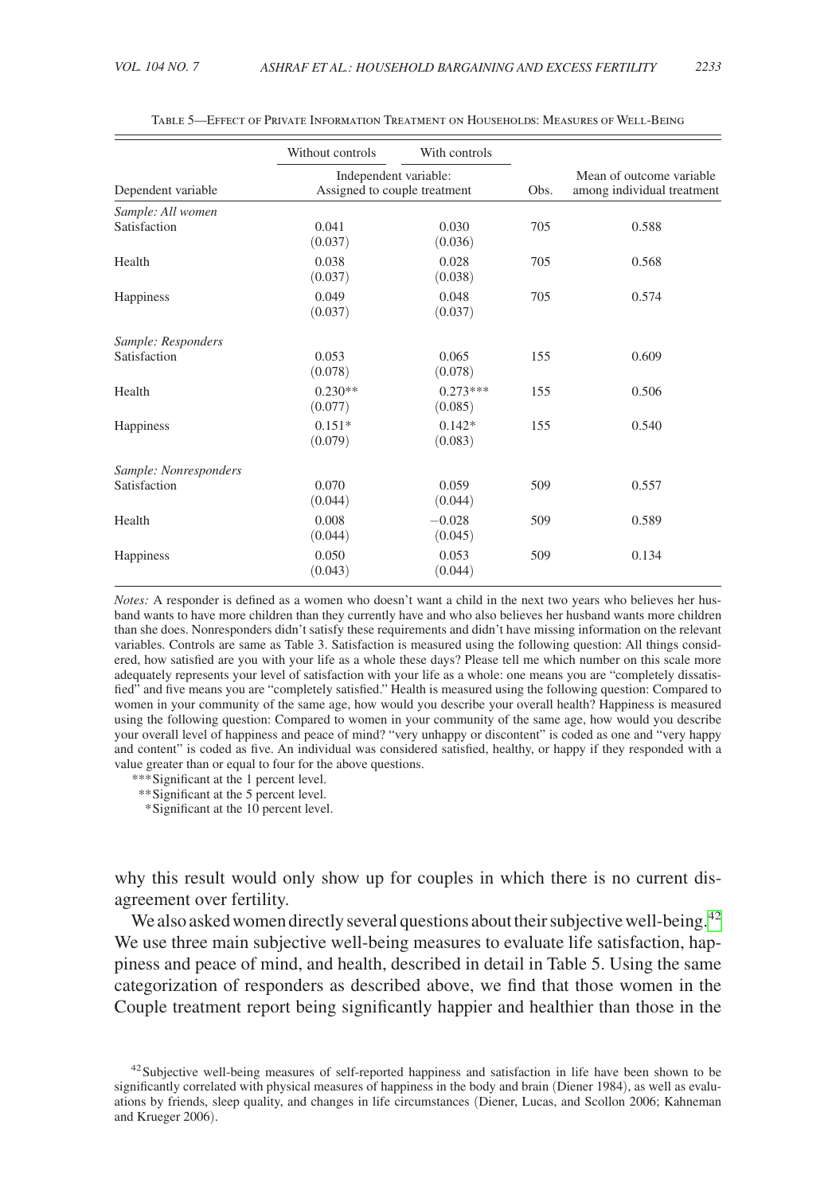Table 5—Effect of Private Information Treatment on Households: Measures of Well-Being

| Dependent variable | Without controls | With controls | Obs. | Mean of outcome variable among individual treatment |
|---|---|---|---|---|
| | Independent variable: Assigned to couple treatment | | | |
| *Sample: All women* | | | | |
| Satisfaction | 0.041 | 0.030 | 705 | 0.588 |
| | (0.037) | (0.036) | | |
| Health | 0.038 | 0.028 | 705 | 0.568 |
| | (0.037) | (0.038) | | |
| Happiness | 0.049 | 0.048 | 705 | 0.574 |
| | (0.037) | (0.037) | | |
| *Sample: Responders* | | | | |
| Satisfaction | 0.053 | 0.065 | 155 | 0.609 |
| | (0.078) | (0.078) | | |
| Health | 0.230** | 0.273*** | 155 | 0.506 |
| | (0.077) | (0.085) | | |
| Happiness | 0.151* | 0.142* | 155 | 0.540 |
| | (0.079) | (0.083) | | |
| *Sample: Nonresponders* | | | | |
| Satisfaction | 0.070 | 0.059 | 509 | 0.557 |
| | (0.044) | (0.044) | | |
| Health | 0.008 | −0.028 | 509 | 0.589 |
| | (0.044) | (0.045) | | |
| Happiness | 0.050 | 0.053 | 509 | 0.134 |
| | (0.043) | (0.044) | | |

*Notes:* A responder is defined as a women who doesn't want a child in the next two years who believes her husband wants to have more children than they currently have and who also believes her husband wants more children than she does. Nonresponders didn't satisfy these requirements and didn't have missing information on the relevant variables. Controls are same as Table 3. Satisfaction is measured using the following question: All things considered, how satisfied are you with your life as a whole these days? Please tell me which number on this scale more adequately represents your level of satisfaction with your life as a whole: one means you are "completely dissatisfied" and five means you are "completely satisfied." Health is measured using the following question: Compared to women in your community of the same age, how would you describe your overall health? Happiness is measured using the following question: Compared to women in your community of the same age, how would you describe your overall level of happiness and peace of mind? "very unhappy or discontent" is coded as one and "very happy and content" is coded as five. An individual was considered satisfied, healthy, or happy if they responded with a value greater than or equal to four for the above questions.

***Significant at the 1 percent level.
**Significant at the 5 percent level.
*Significant at the 10 percent level.

why this result would only show up for couples in which there is no current disagreement over fertility.

We also asked women directly several questions about their subjective well-being.[42] We use three main subjective well-being measures to evaluate life satisfaction, happiness and peace of mind, and health, described in detail in Table 5. Using the same categorization of responders as described above, we find that those women in the Couple treatment report being significantly happier and healthier than those in the

[42] Subjective well-being measures of self-reported happiness and satisfaction in life have been shown to be significantly correlated with physical measures of happiness in the body and brain (Diener 1984), as well as evaluations by friends, sleep quality, and changes in life circumstances (Diener, Lucas, and Scollon 2006; Kahneman and Krueger 2006).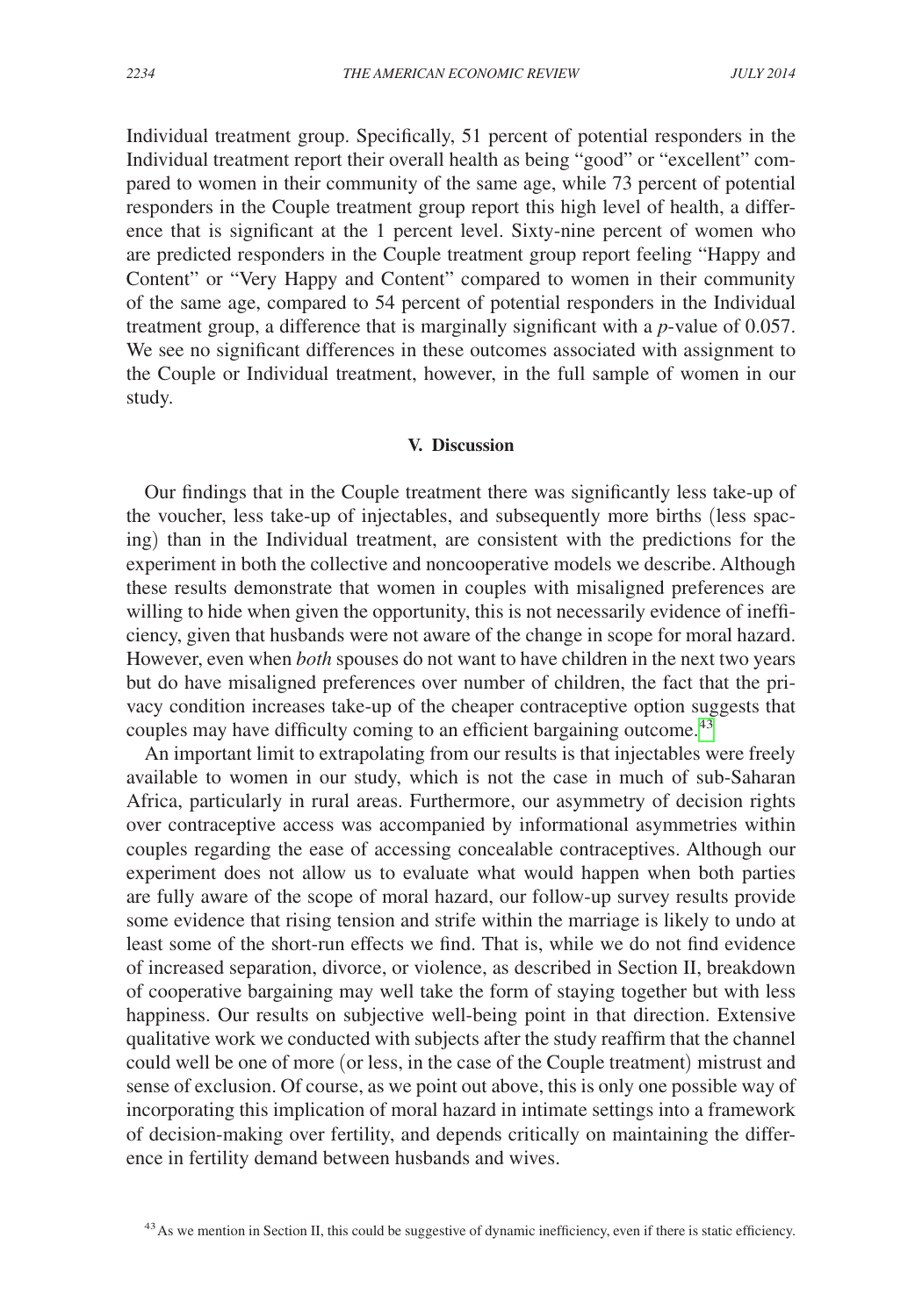Individual treatment group. Specifically, 51 percent of potential responders in the Individual treatment report their overall health as being "good" or "excellent" compared to women in their community of the same age, while 73 percent of potential responders in the Couple treatment group report this high level of health, a difference that is significant at the 1 percent level. Sixty-nine percent of women who are predicted responders in the Couple treatment group report feeling "Happy and Content" or "Very Happy and Content" compared to women in their community of the same age, compared to 54 percent of potential responders in the Individual treatment group, a difference that is marginally significant with a *p*-value of 0.057. We see no significant differences in these outcomes associated with assignment to the Couple or Individual treatment, however, in the full sample of women in our study.

## V. Discussion

Our findings that in the Couple treatment there was significantly less take-up of the voucher, less take-up of injectables, and subsequently more births (less spacing) than in the Individual treatment, are consistent with the predictions for the experiment in both the collective and noncooperative models we describe. Although these results demonstrate that women in couples with misaligned preferences are willing to hide when given the opportunity, this is not necessarily evidence of inefficiency, given that husbands were not aware of the change in scope for moral hazard. However, even when *both* spouses do not want to have children in the next two years but do have misaligned preferences over number of children, the fact that the privacy condition increases take-up of the cheaper contraceptive option suggests that couples may have difficulty coming to an efficient bargaining outcome.[43]

An important limit to extrapolating from our results is that injectables were freely available to women in our study, which is not the case in much of sub-Saharan Africa, particularly in rural areas. Furthermore, our asymmetry of decision rights over contraceptive access was accompanied by informational asymmetries within couples regarding the ease of accessing concealable contraceptives. Although our experiment does not allow us to evaluate what would happen when both parties are fully aware of the scope of moral hazard, our follow-up survey results provide some evidence that rising tension and strife within the marriage is likely to undo at least some of the short-run effects we find. That is, while we do not find evidence of increased separation, divorce, or violence, as described in Section II, breakdown of cooperative bargaining may well take the form of staying together but with less happiness. Our results on subjective well-being point in that direction. Extensive qualitative work we conducted with subjects after the study reaffirm that the channel could well be one of more (or less, in the case of the Couple treatment) mistrust and sense of exclusion. Of course, as we point out above, this is only one possible way of incorporating this implication of moral hazard in intimate settings into a framework of decision-making over fertility, and depends critically on maintaining the difference in fertility demand between husbands and wives.

[43] As we mention in Section II, this could be suggestive of dynamic inefficiency, even if there is static efficiency.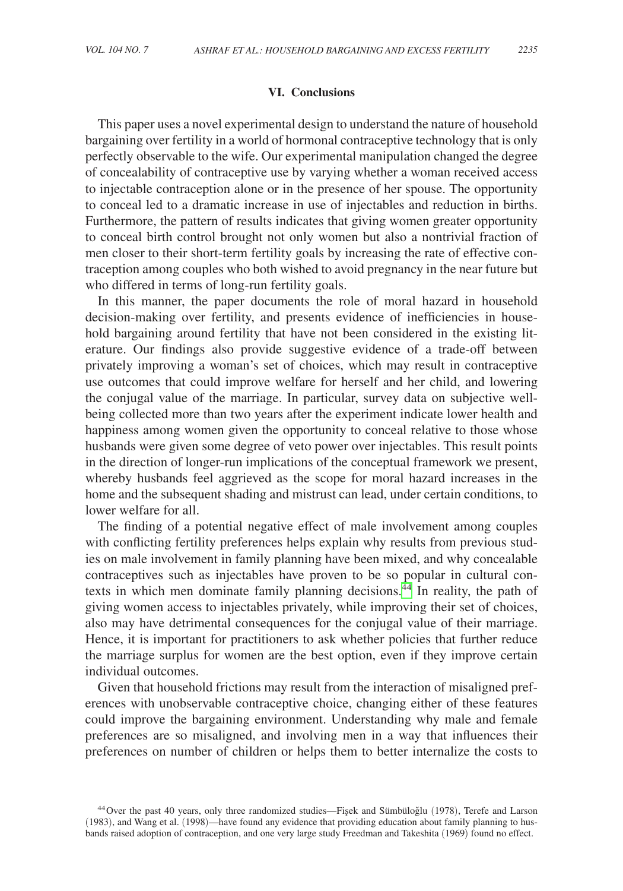## VI. Conclusions

This paper uses a novel experimental design to understand the nature of household bargaining over fertility in a world of hormonal contraceptive technology that is only perfectly observable to the wife. Our experimental manipulation changed the degree of concealability of contraceptive use by varying whether a woman received access to injectable contraception alone or in the presence of her spouse. The opportunity to conceal led to a dramatic increase in use of injectables and reduction in births. Furthermore, the pattern of results indicates that giving women greater opportunity to conceal birth control brought not only women but also a nontrivial fraction of men closer to their short-term fertility goals by increasing the rate of effective contraception among couples who both wished to avoid pregnancy in the near future but who differed in terms of long-run fertility goals.

In this manner, the paper documents the role of moral hazard in household decision-making over fertility, and presents evidence of inefficiencies in household bargaining around fertility that have not been considered in the existing literature. Our findings also provide suggestive evidence of a trade-off between privately improving a woman's set of choices, which may result in contraceptive use outcomes that could improve welfare for herself and her child, and lowering the conjugal value of the marriage. In particular, survey data on subjective well-being collected more than two years after the experiment indicate lower health and happiness among women given the opportunity to conceal relative to those whose husbands were given some degree of veto power over injectables. This result points in the direction of longer-run implications of the conceptual framework we present, whereby husbands feel aggrieved as the scope for moral hazard increases in the home and the subsequent shading and mistrust can lead, under certain conditions, to lower welfare for all.

The finding of a potential negative effect of male involvement among couples with conflicting fertility preferences helps explain why results from previous studies on male involvement in family planning have been mixed, and why concealable contraceptives such as injectables have proven to be so popular in cultural contexts in which men dominate family planning decisions.[44] In reality, the path of giving women access to injectables privately, while improving their set of choices, also may have detrimental consequences for the conjugal value of their marriage. Hence, it is important for practitioners to ask whether policies that further reduce the marriage surplus for women are the best option, even if they improve certain individual outcomes.

Given that household frictions may result from the interaction of misaligned preferences with unobservable contraceptive choice, changing either of these features could improve the bargaining environment. Understanding why male and female preferences are so misaligned, and involving men in a way that influences their preferences on number of children or helps them to better internalize the costs to

[44] Over the past 40 years, only three randomized studies—Fişek and Sümbüloğlu (1978), Terefe and Larson (1983), and Wang et al. (1998)—have found any evidence that providing education about family planning to husbands raised adoption of contraception, and one very large study Freedman and Takeshita (1969) found no effect.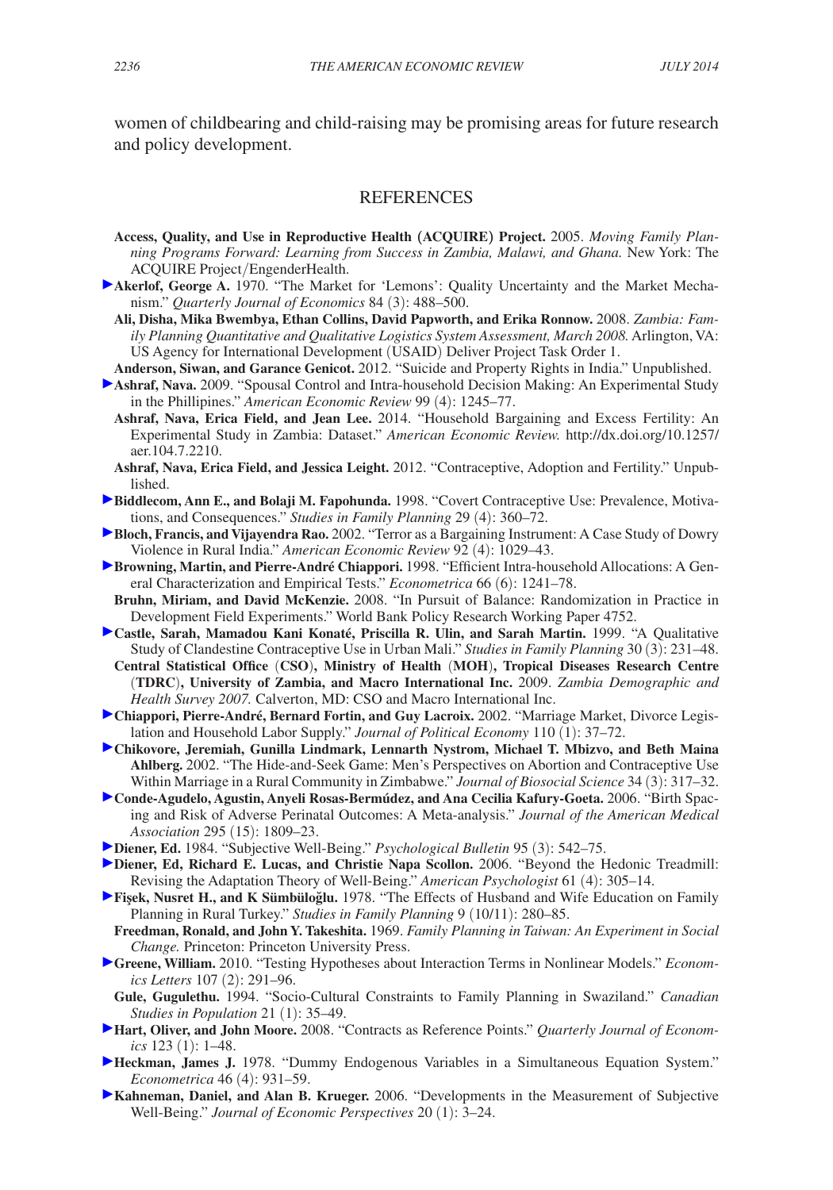women of childbearing and child-raising may be promising areas for future research and policy development.

## REFERENCES

**Access, Quality, and Use in Reproductive Health (ACQUIRE) Project.** 2005. *Moving Family Planning Programs Forward: Learning from Success in Zambia, Malawi, and Ghana.* New York: The ACQUIRE Project/EngenderHealth.

**Akerlof, George A.** 1970. "The Market for 'Lemons': Quality Uncertainty and the Market Mechanism." *Quarterly Journal of Economics* 84 (3): 488–500.

**Ali, Disha, Mika Bwembya, Ethan Collins, David Papworth, and Erika Ronnow.** 2008. *Zambia: Family Planning Quantitative and Qualitative Logistics System Assessment, March 2008.* Arlington, VA: US Agency for International Development (USAID) Deliver Project Task Order 1.

**Anderson, Siwan, and Garance Genicot.** 2012. "Suicide and Property Rights in India." Unpublished.

**Ashraf, Nava.** 2009. "Spousal Control and Intra-household Decision Making: An Experimental Study in the Phillipines." *American Economic Review* 99 (4): 1245–77.

**Ashraf, Nava, Erica Field, and Jean Lee.** 2014. "Household Bargaining and Excess Fertility: An Experimental Study in Zambia: Dataset." *American Economic Review.* http://dx.doi.org/10.1257/aer.104.7.2210.

**Ashraf, Nava, Erica Field, and Jessica Leight.** 2012. "Contraceptive, Adoption and Fertility." Unpublished.

**Biddlecom, Ann E., and Bolaji M. Fapohunda.** 1998. "Covert Contraceptive Use: Prevalence, Motivations, and Consequences." *Studies in Family Planning* 29 (4): 360–72.

**Bloch, Francis, and Vijayendra Rao.** 2002. "Terror as a Bargaining Instrument: A Case Study of Dowry Violence in Rural India." *American Economic Review* 92 (4): 1029–43.

**Browning, Martin, and Pierre-André Chiappori.** 1998. "Efficient Intra-household Allocations: A General Characterization and Empirical Tests." *Econometrica* 66 (6): 1241–78.

**Bruhn, Miriam, and David McKenzie.** 2008. "In Pursuit of Balance: Randomization in Practice in Development Field Experiments." World Bank Policy Research Working Paper 4752.

**Castle, Sarah, Mamadou Kani Konaté, Priscilla R. Ulin, and Sarah Martin.** 1999. "A Qualitative Study of Clandestine Contraceptive Use in Urban Mali." *Studies in Family Planning* 30 (3): 231–48.

**Central Statistical Office (CSO), Ministry of Health (MOH), Tropical Diseases Research Centre (TDRC), University of Zambia, and Macro International Inc.** 2009. *Zambia Demographic and Health Survey 2007.* Calverton, MD: CSO and Macro International Inc.

**Chiappori, Pierre-André, Bernard Fortin, and Guy Lacroix.** 2002. "Marriage Market, Divorce Legislation and Household Labor Supply." *Journal of Political Economy* 110 (1): 37–72.

**Chikovore, Jeremiah, Gunilla Lindmark, Lennarth Nystrom, Michael T. Mbizvo, and Beth Maina Ahlberg.** 2002. "The Hide-and-Seek Game: Men's Perspectives on Abortion and Contraceptive Use Within Marriage in a Rural Community in Zimbabwe." *Journal of Biosocial Science* 34 (3): 317–32.

**Conde-Agudelo, Agustin, Anyeli Rosas-Bermúdez, and Ana Cecilia Kafury-Goeta.** 2006. "Birth Spacing and Risk of Adverse Perinatal Outcomes: A Meta-analysis." *Journal of the American Medical Association* 295 (15): 1809–23.

**Diener, Ed.** 1984. "Subjective Well-Being." *Psychological Bulletin* 95 (3): 542–75.

**Diener, Ed, Richard E. Lucas, and Christie Napa Scollon.** 2006. "Beyond the Hedonic Treadmill: Revising the Adaptation Theory of Well-Being." *American Psychologist* 61 (4): 305–14.

**Fişek, Nusret H., and K Sümbüloğlu.** 1978. "The Effects of Husband and Wife Education on Family Planning in Rural Turkey." *Studies in Family Planning* 9 (10/11): 280–85.

**Freedman, Ronald, and John Y. Takeshita.** 1969. *Family Planning in Taiwan: An Experiment in Social Change.* Princeton: Princeton University Press.

**Greene, William.** 2010. "Testing Hypotheses about Interaction Terms in Nonlinear Models." *Economics Letters* 107 (2): 291–96.

**Gule, Gugulethu.** 1994. "Socio-Cultural Constraints to Family Planning in Swaziland." *Canadian Studies in Population* 21 (1): 35–49.

**Hart, Oliver, and John Moore.** 2008. "Contracts as Reference Points." *Quarterly Journal of Economics* 123 (1): 1–48.

**Heckman, James J.** 1978. "Dummy Endogenous Variables in a Simultaneous Equation System." *Econometrica* 46 (4): 931–59.

**Kahneman, Daniel, and Alan B. Krueger.** 2006. "Developments in the Measurement of Subjective Well-Being." *Journal of Economic Perspectives* 20 (1): 3–24.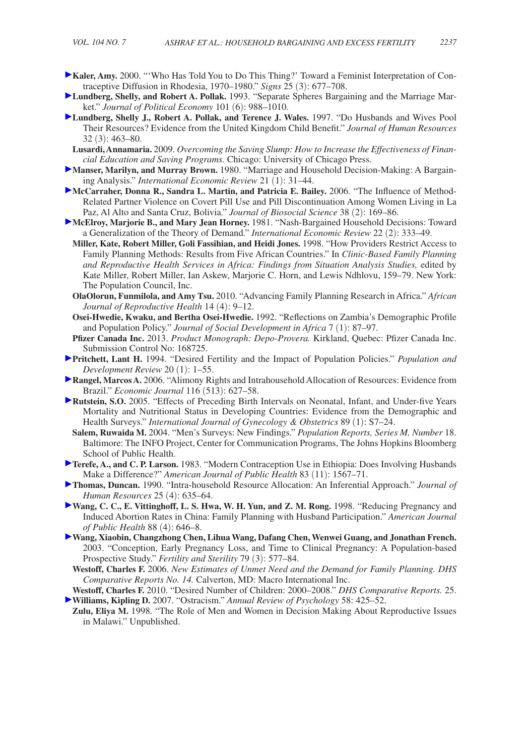**Kaler, Amy.** 2000. "'Who Has Told You to Do This Thing?' Toward a Feminist Interpretation of Contraceptive Diffusion in Rhodesia, 1970–1980." *Signs* 25 (3): 677–708.

**Lundberg, Shelly, and Robert A. Pollak.** 1993. "Separate Spheres Bargaining and the Marriage Market." *Journal of Political Economy* 101 (6): 988–1010.

**Lundberg, Shelly J., Robert A. Pollak, and Terence J. Wales.** 1997. "Do Husbands and Wives Pool Their Resources? Evidence from the United Kingdom Child Benefit." *Journal of Human Resources* 32 (3): 463–80.

**Lusardi, Annamaria.** 2009. *Overcoming the Saving Slump: How to Increase the Effectiveness of Financial Education and Saving Programs.* Chicago: University of Chicago Press.

**Manser, Marilyn, and Murray Brown.** 1980. "Marriage and Household Decision-Making: A Bargaining Analysis." *International Economic Review* 21 (1): 31–44.

**McCarraher, Donna R., Sandra L. Martin, and Patricia E. Bailey.** 2006. "The Influence of Method-Related Partner Violence on Covert Pill Use and Pill Discontinuation Among Women Living in La Paz, Al Alto and Santa Cruz, Bolivia." *Journal of Biosocial Science* 38 (2): 169–86.

**McElroy, Marjorie B., and Mary Jean Horney.** 1981. "Nash-Bargained Household Decisions: Toward a Generalization of the Theory of Demand." *International Economic Review* 22 (2): 333–49.

**Miller, Kate, Robert Miller, Goli Fassihian, and Heidi Jones.** 1998. "How Providers Restrict Access to Family Planning Methods: Results from Five African Countries." In *Clinic-Based Family Planning and Reproductive Health Services in Africa: Findings from Situation Analysis Studies,* edited by Kate Miller, Robert Miller, Ian Askew, Marjorie C. Horn, and Lewis Ndhlovu, 159–79. New York: The Population Council, Inc.

**OlaOlorun, Funmilola, and Amy Tsu.** 2010. "Advancing Family Planning Research in Africa." *African Journal of Reproductive Health* 14 (4): 9–12.

**Osei-Hwedie, Kwaku, and Bertha Osei-Hwedie.** 1992. "Reflections on Zambia's Demographic Profile and Population Policy." *Journal of Social Development in Africa* 7 (1): 87–97.

**Pfizer Canada Inc.** 2013. *Product Monograph: Depo-Provera.* Kirkland, Quebec: Pfizer Canada Inc. Submission Control No: 168725.

**Pritchett, Lant H.** 1994. "Desired Fertility and the Impact of Population Policies." *Population and Development Review* 20 (1): 1–55.

**Rangel, Marcos A.** 2006. "Alimony Rights and Intrahousehold Allocation of Resources: Evidence from Brazil." *Economic Journal* 116 (513): 627–58.

**Rutstein, S.O.** 2005. "Effects of Preceding Birth Intervals on Neonatal, Infant, and Under-five Years Mortality and Nutritional Status in Developing Countries: Evidence from the Demographic and Health Surveys." *International Journal of Gynecology & Obstetrics* 89 (1): S7–24.

**Salem, Ruwaida M.** 2004. "Men's Surveys: New Findings." *Population Reports, Series M, Number* 18. Baltimore: The INFO Project, Center for Communication Programs, The Johns Hopkins Bloomberg School of Public Health.

**Terefe, A., and C. P. Larson.** 1983. "Modern Contraception Use in Ethiopia: Does Involving Husbands Make a Difference?" *American Journal of Public Health* 83 (11): 1567–71.

**Thomas, Duncan.** 1990. "Intra-household Resource Allocation: An Inferential Approach." *Journal of Human Resources* 25 (4): 635–64.

**Wang, C. C., E. Vittinghoff, L. S. Hwa, W. H. Yun, and Z. M. Rong.** 1998. "Reducing Pregnancy and Induced Abortion Rates in China: Family Planning with Husband Participation." *American Journal of Public Health* 88 (4): 646–8.

**Wang, Xiaobin, Changzhong Chen, Lihua Wang, Dafang Chen, Wenwei Guang, and Jonathan French.** 2003. "Conception, Early Pregnancy Loss, and Time to Clinical Pregnancy: A Population-based Prospective Study." *Fertility and Sterility* 79 (3): 577–84.

**Westoff, Charles F.** 2006. *New Estimates of Unmet Need and the Demand for Family Planning. DHS Comparative Reports No. 14.* Calverton, MD: Macro International Inc.

**Westoff, Charles F.** 2010. "Desired Number of Children: 2000–2008." *DHS Comparative Reports.* 25.

**Williams, Kipling D.** 2007. "Ostracism." *Annual Review of Psychology* 58: 425–52.

**Zulu, Eliya M.** 1998. "The Role of Men and Women in Decision Making About Reproductive Issues in Malawi." Unpublished.